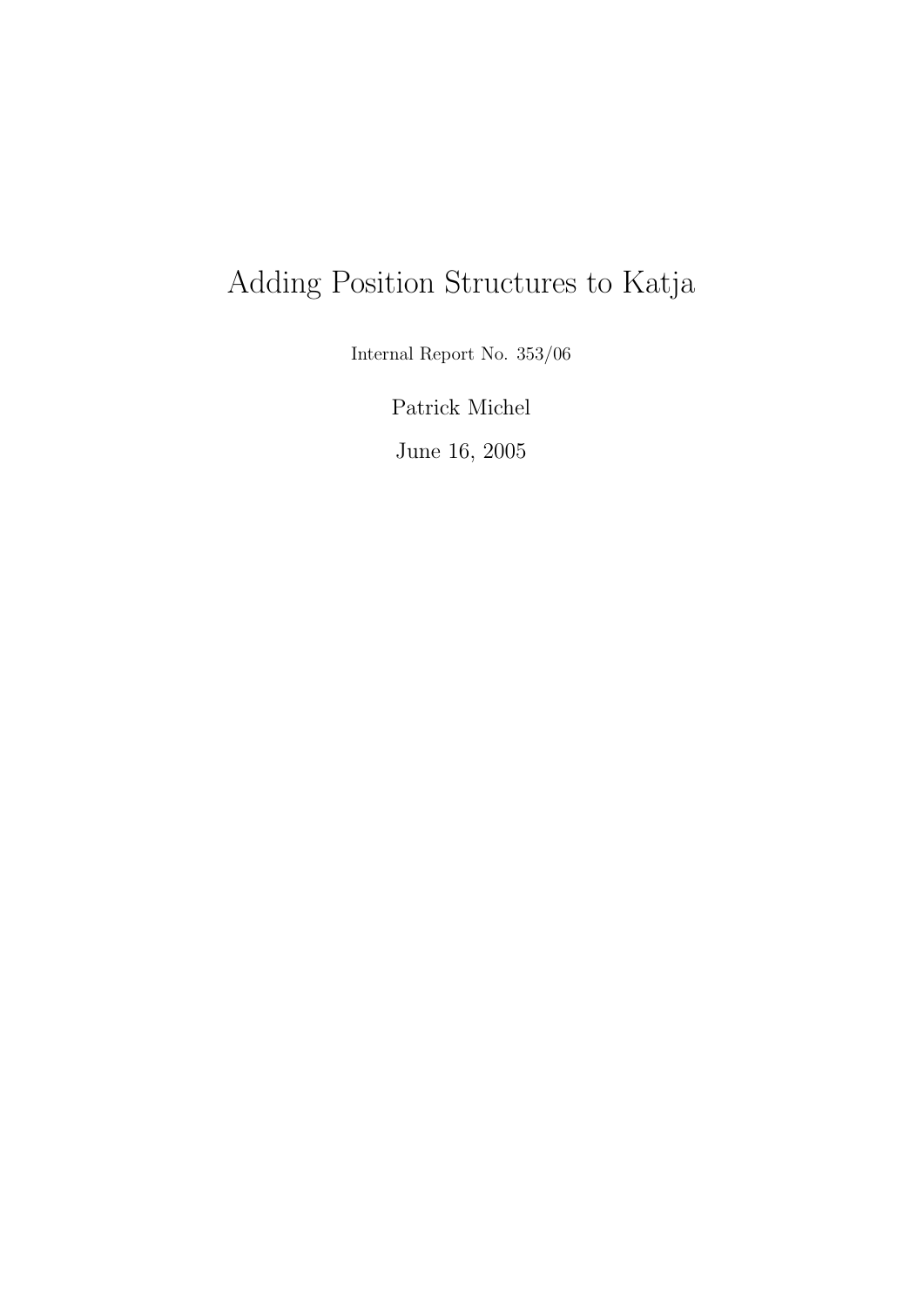# Adding Position Structures to Katja

Internal Report No. 353/06

Patrick Michel

June 16, 2005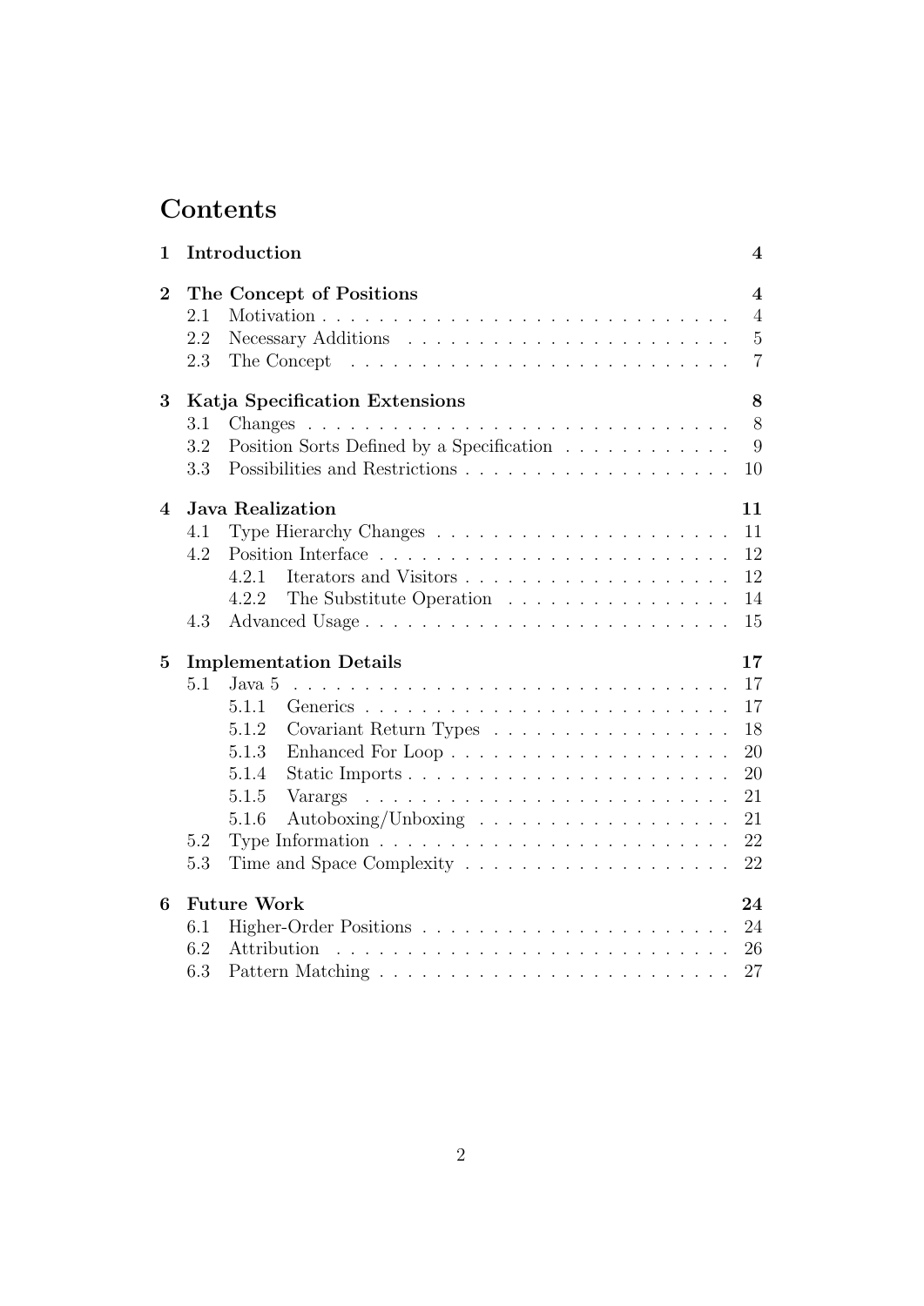# Contents

**1 Introduction** **4**

**2 The Concept of Positions** **4**

- 2.1 Motivation . . . . . . . . . . . . . . . . . . . . . . . . . . . . . . 4
- 2.2 Necessary Additions . . . . . . . . . . . . . . . . . . . . . . . . . 5
- 2.3 The Concept . . . . . . . . . . . . . . . . . . . . . . . . . . . . . 7

**3 Katja Specification Extensions** **8**

- 3.1 Changes . . . . . . . . . . . . . . . . . . . . . . . . . . . . . . . 8
- 3.2 Position Sorts Defined by a Specification . . . . . . . . . . . . 9
- 3.3 Possibilities and Restrictions . . . . . . . . . . . . . . . . . . . 10

**4 Java Realization** **11**

- 4.1 Type Hierarchy Changes . . . . . . . . . . . . . . . . . . . . . . 11
- 4.2 Position Interface . . . . . . . . . . . . . . . . . . . . . . . . . . 12
  - 4.2.1 Iterators and Visitors . . . . . . . . . . . . . . . . . . . . 12
  - 4.2.2 The Substitute Operation . . . . . . . . . . . . . . . . . 14
- 4.3 Advanced Usage . . . . . . . . . . . . . . . . . . . . . . . . . . . 15

**5 Implementation Details** **17**

- 5.1 Java 5 . . . . . . . . . . . . . . . . . . . . . . . . . . . . . . . . 17
  - 5.1.1 Generics . . . . . . . . . . . . . . . . . . . . . . . . . . . 17
  - 5.1.2 Covariant Return Types . . . . . . . . . . . . . . . . . . 18
  - 5.1.3 Enhanced For Loop . . . . . . . . . . . . . . . . . . . . . 20
  - 5.1.4 Static Imports . . . . . . . . . . . . . . . . . . . . . . . . 20
  - 5.1.5 Varargs . . . . . . . . . . . . . . . . . . . . . . . . . . . 21
  - 5.1.6 Autoboxing/Unboxing . . . . . . . . . . . . . . . . . . . 21
- 5.2 Type Information . . . . . . . . . . . . . . . . . . . . . . . . . . 22
- 5.3 Time and Space Complexity . . . . . . . . . . . . . . . . . . . . 22

**6 Future Work** **24**

- 6.1 Higher-Order Positions . . . . . . . . . . . . . . . . . . . . . . . 24
- 6.2 Attribution . . . . . . . . . . . . . . . . . . . . . . . . . . . . . . 26
- 6.3 Pattern Matching . . . . . . . . . . . . . . . . . . . . . . . . . . 27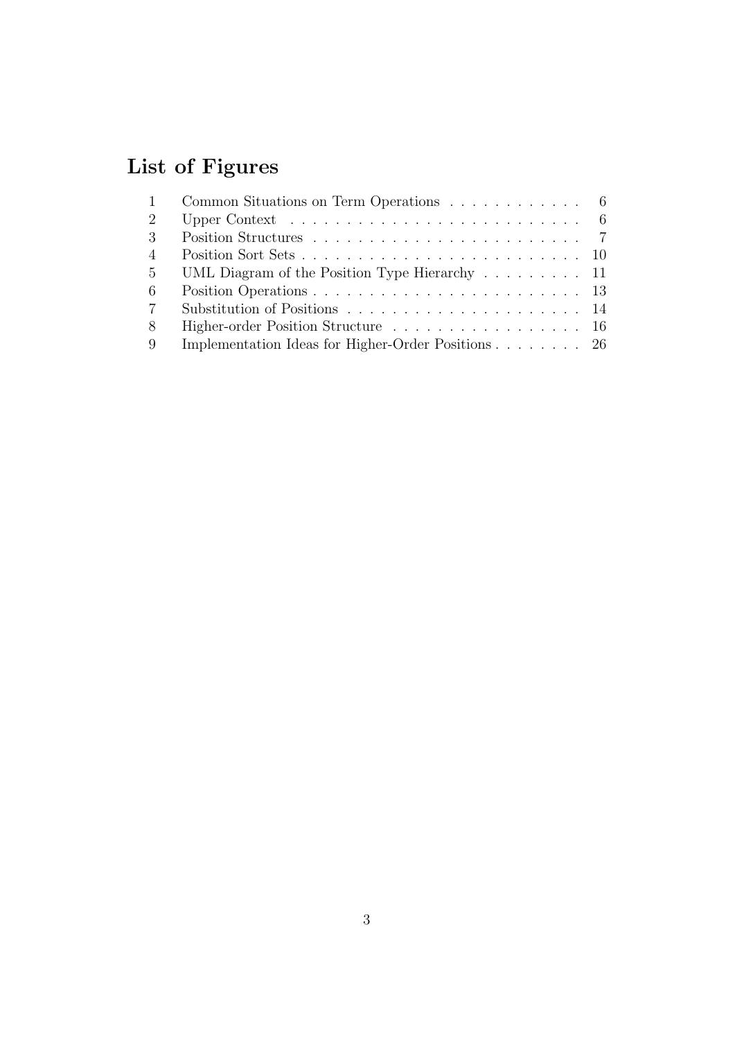# List of Figures

| | | |
|---|---|---|
| 1 | Common Situations on Term Operations | 6 |
| 2 | Upper Context | 6 |
| 3 | Position Structures | 7 |
| 4 | Position Sort Sets | 10 |
| 5 | UML Diagram of the Position Type Hierarchy | 11 |
| 6 | Position Operations | 13 |
| 7 | Substitution of Positions | 14 |
| 8 | Higher-order Position Structure | 16 |
| 9 | Implementation Ideas for Higher-Order Positions | 26 |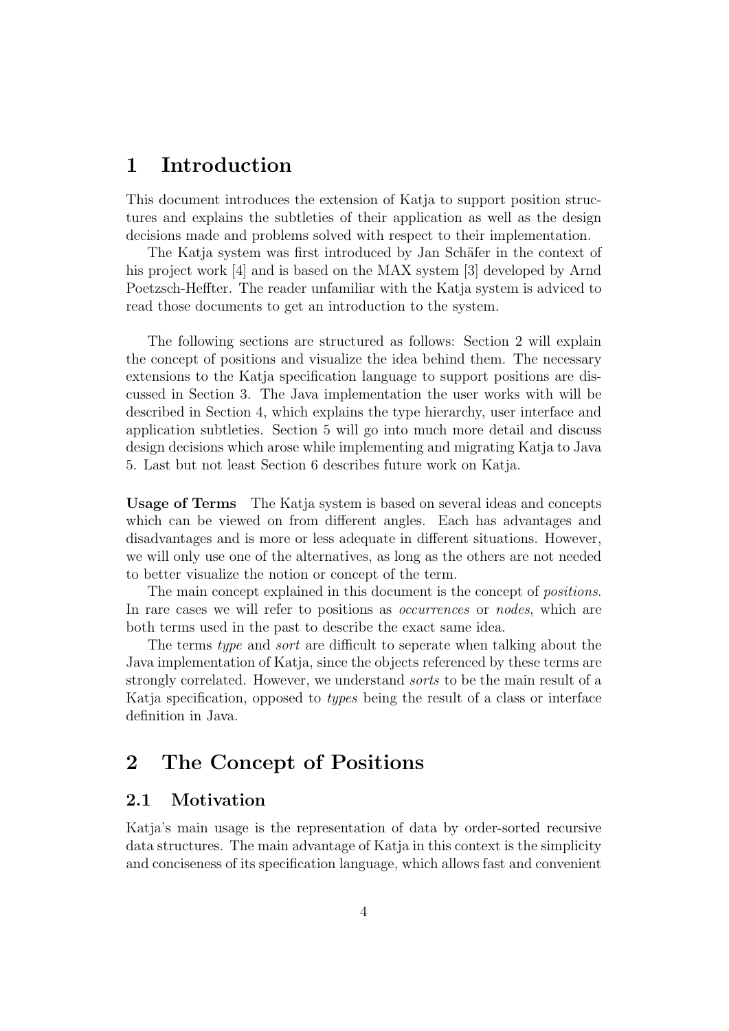# 1 Introduction

This document introduces the extension of Katja to support position structures and explains the subtleties of their application as well as the design decisions made and problems solved with respect to their implementation.

The Katja system was first introduced by Jan Schäfer in the context of his project work [4] and is based on the MAX system [3] developed by Arnd Poetzsch-Heffter. The reader unfamiliar with the Katja system is adviced to read those documents to get an introduction to the system.

The following sections are structured as follows: Section 2 will explain the concept of positions and visualize the idea behind them. The necessary extensions to the Katja specification language to support positions are discussed in Section 3. The Java implementation the user works with will be described in Section 4, which explains the type hierarchy, user interface and application subtleties. Section 5 will go into much more detail and discuss design decisions which arose while implementing and migrating Katja to Java 5. Last but not least Section 6 describes future work on Katja.

**Usage of Terms** The Katja system is based on several ideas and concepts which can be viewed on from different angles. Each has advantages and disadvantages and is more or less adequate in different situations. However, we will only use one of the alternatives, as long as the others are not needed to better visualize the notion or concept of the term.

The main concept explained in this document is the concept of *positions*. In rare cases we will refer to positions as *occurrences* or *nodes*, which are both terms used in the past to describe the exact same idea.

The terms *type* and *sort* are difficult to seperate when talking about the Java implementation of Katja, since the objects referenced by these terms are strongly correlated. However, we understand *sorts* to be the main result of a Katja specification, opposed to *types* being the result of a class or interface definition in Java.

# 2 The Concept of Positions

## 2.1 Motivation

Katja's main usage is the representation of data by order-sorted recursive data structures. The main advantage of Katja in this context is the simplicity and conciseness of its specification language, which allows fast and convenient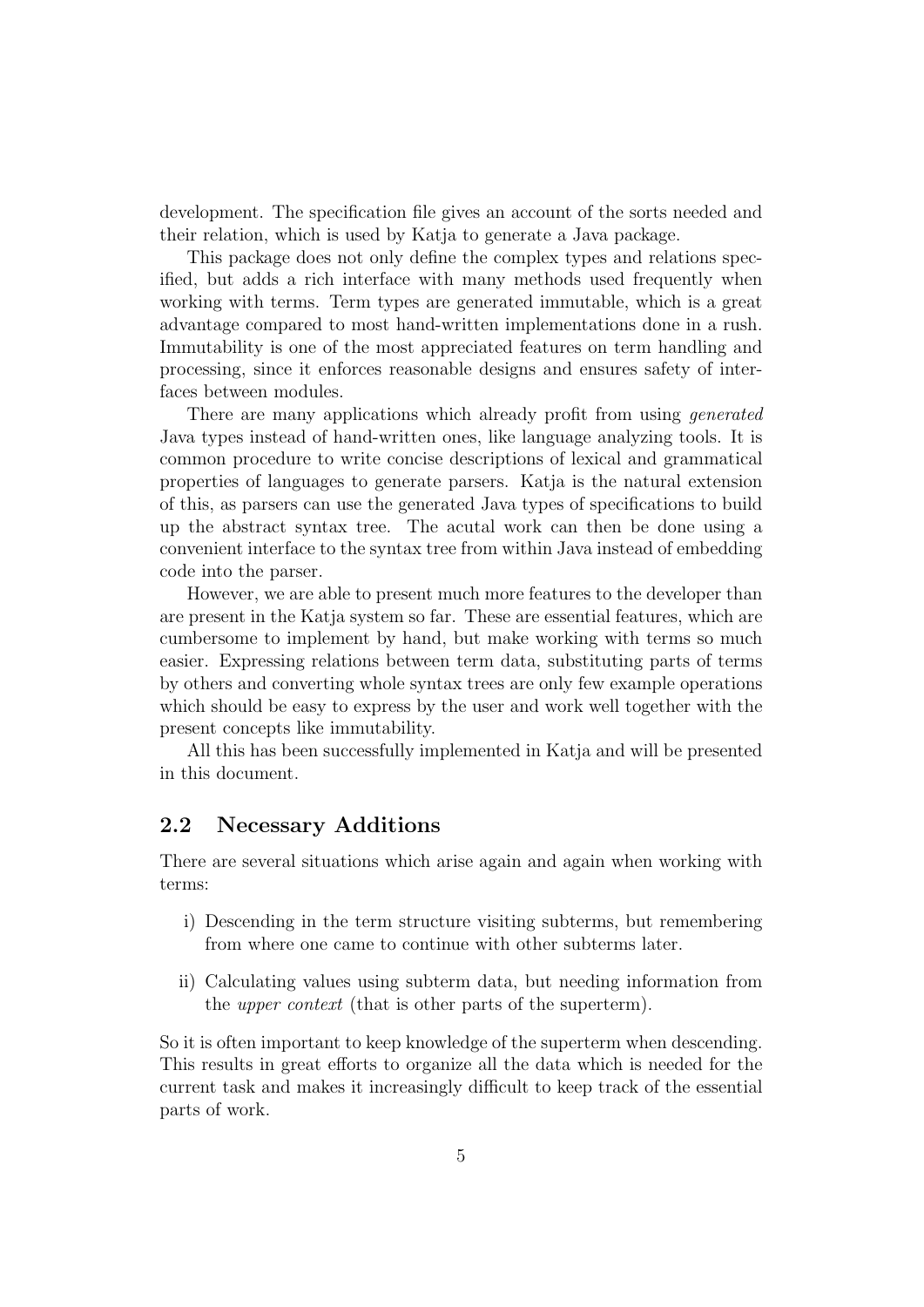development. The specification file gives an account of the sorts needed and their relation, which is used by Katja to generate a Java package.

This package does not only define the complex types and relations specified, but adds a rich interface with many methods used frequently when working with terms. Term types are generated immutable, which is a great advantage compared to most hand-written implementations done in a rush. Immutability is one of the most appreciated features on term handling and processing, since it enforces reasonable designs and ensures safety of interfaces between modules.

There are many applications which already profit from using *generated* Java types instead of hand-written ones, like language analyzing tools. It is common procedure to write concise descriptions of lexical and grammatical properties of languages to generate parsers. Katja is the natural extension of this, as parsers can use the generated Java types of specifications to build up the abstract syntax tree. The acutal work can then be done using a convenient interface to the syntax tree from within Java instead of embedding code into the parser.

However, we are able to present much more features to the developer than are present in the Katja system so far. These are essential features, which are cumbersome to implement by hand, but make working with terms so much easier. Expressing relations between term data, substituting parts of terms by others and converting whole syntax trees are only few example operations which should be easy to express by the user and work well together with the present concepts like immutability.

All this has been successfully implemented in Katja and will be presented in this document.

## 2.2 Necessary Additions

There are several situations which arise again and again when working with terms:

i) Descending in the term structure visiting subterms, but remembering from where one came to continue with other subterms later.

ii) Calculating values using subterm data, but needing information from the *upper context* (that is other parts of the superterm).

So it is often important to keep knowledge of the superterm when descending. This results in great efforts to organize all the data which is needed for the current task and makes it increasingly difficult to keep track of the essential parts of work.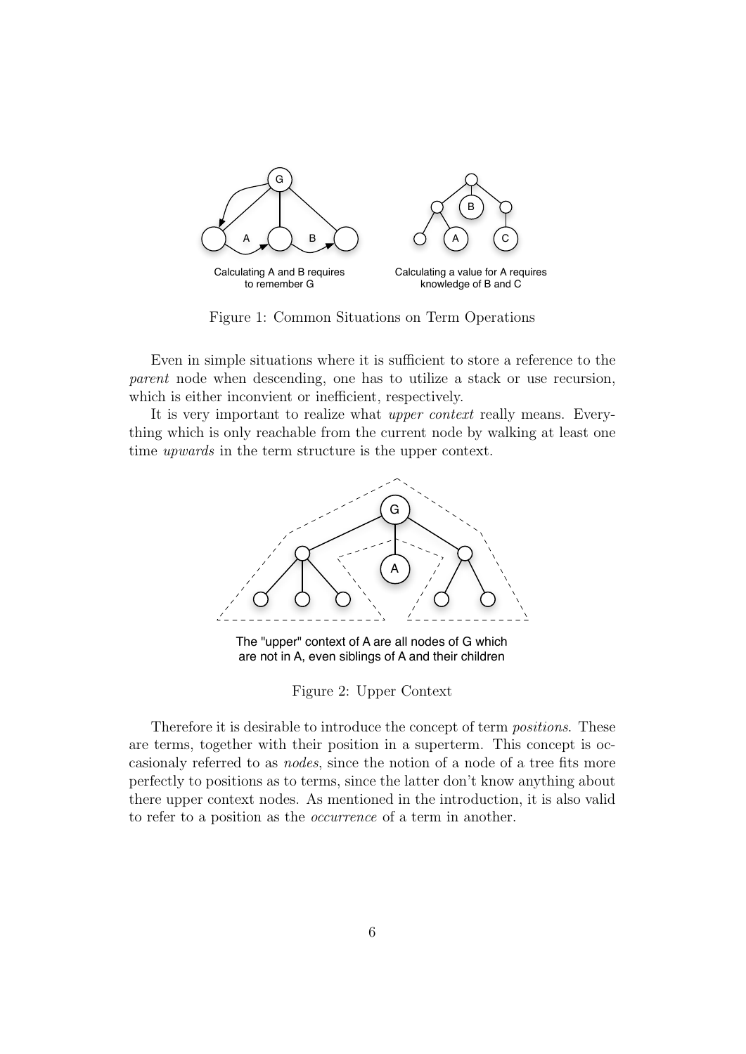Calculating A and B requires to remember G

Calculating a value for A requires knowledge of B and C

Figure 1: Common Situations on Term Operations

Even in simple situations where it is sufficient to store a reference to the *parent* node when descending, one has to utilize a stack or use recursion, which is either inconvient or inefficient, respectively.

It is very important to realize what *upper context* really means. Everything which is only reachable from the current node by walking at least one time *upwards* in the term structure is the upper context.

The "upper" context of A are all nodes of G which are not in A, even siblings of A and their children

Figure 2: Upper Context

Therefore it is desirable to introduce the concept of term *positions*. These are terms, together with their position in a superterm. This concept is occasionaly referred to as *nodes*, since the notion of a node of a tree fits more perfectly to positions as to terms, since the latter don't know anything about there upper context nodes. As mentioned in the introduction, it is also valid to refer to a position as the *occurrence* of a term in another.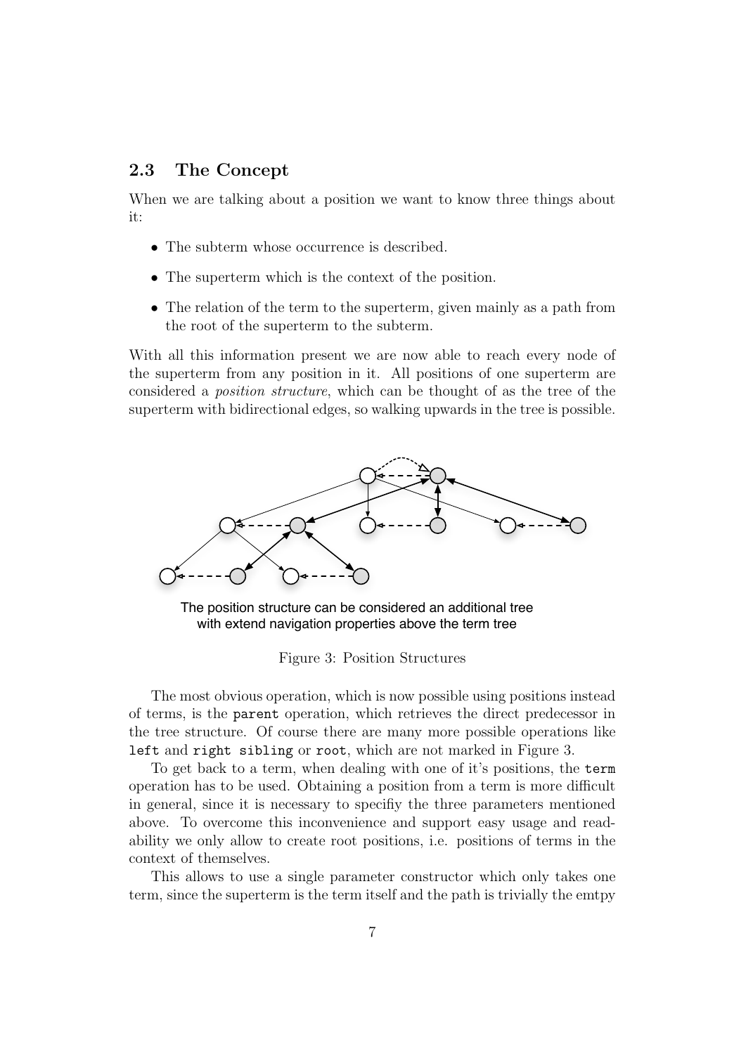## 2.3 The Concept

When we are talking about a position we want to know three things about it:

- The subterm whose occurrence is described.
- The superterm which is the context of the position.
- The relation of the term to the superterm, given mainly as a path from the root of the superterm to the subterm.

With all this information present we are now able to reach every node of the superterm from any position in it. All positions of one superterm are considered a *position structure*, which can be thought of as the tree of the superterm with bidirectional edges, so walking upwards in the tree is possible.

The position structure can be considered an additional tree with extend navigation properties above the term tree

Figure 3: Position Structures

The most obvious operation, which is now possible using positions instead of terms, is the `parent` operation, which retrieves the direct predecessor in the tree structure. Of course there are many more possible operations like `left` and `right sibling` or `root`, which are not marked in Figure 3.

To get back to a term, when dealing with one of it's positions, the `term` operation has to be used. Obtaining a position from a term is more difficult in general, since it is necessary to specifiy the three parameters mentioned above. To overcome this inconvenience and support easy usage and readability we only allow to create root positions, i.e. positions of terms in the context of themselves.

This allows to use a single parameter constructor which only takes one term, since the superterm is the term itself and the path is trivially the emtpy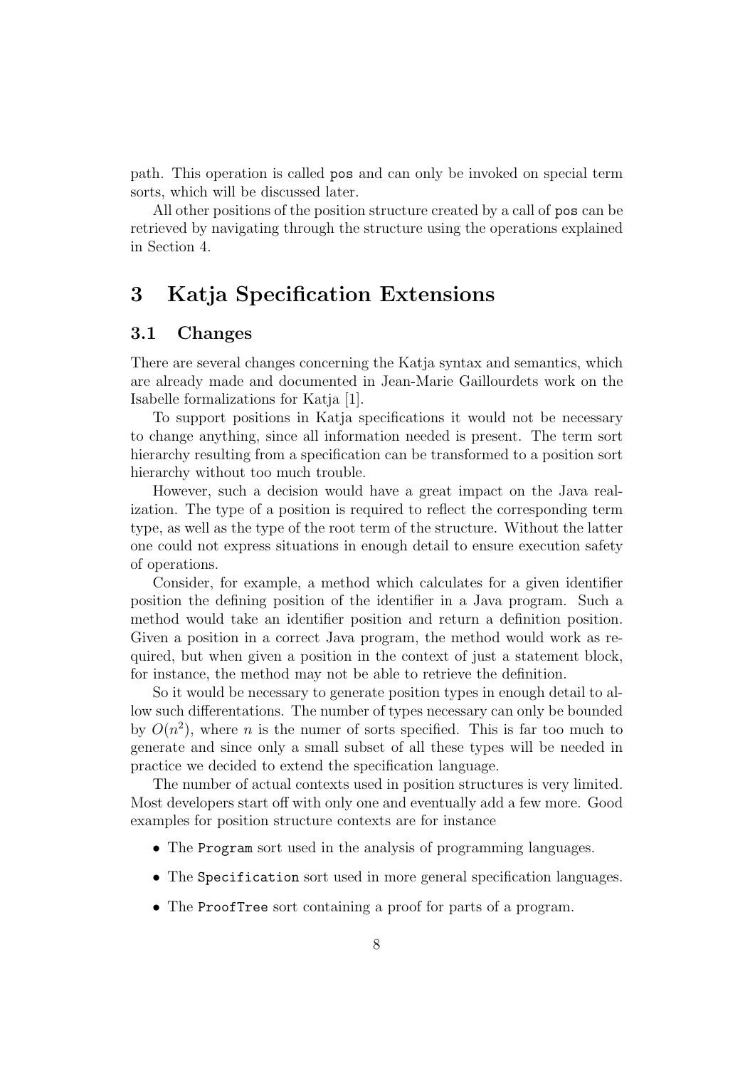path. This operation is called `pos` and can only be invoked on special term sorts, which will be discussed later.

All other positions of the position structure created by a call of `pos` can be retrieved by navigating through the structure using the operations explained in Section 4.

# 3 Katja Specification Extensions

## 3.1 Changes

There are several changes concerning the Katja syntax and semantics, which are already made and documented in Jean-Marie Gaillourdets work on the Isabelle formalizations for Katja [1].

To support positions in Katja specifications it would not be necessary to change anything, since all information needed is present. The term sort hierarchy resulting from a specification can be transformed to a position sort hierarchy without too much trouble.

However, such a decision would have a great impact on the Java realization. The type of a position is required to reflect the corresponding term type, as well as the type of the root term of the structure. Without the latter one could not express situations in enough detail to ensure execution safety of operations.

Consider, for example, a method which calculates for a given identifier position the defining position of the identifier in a Java program. Such a method would take an identifier position and return a definition position. Given a position in a correct Java program, the method would work as required, but when given a position in the context of just a statement block, for instance, the method may not be able to retrieve the definition.

So it would be necessary to generate position types in enough detail to allow such differentations. The number of types necessary can only be bounded by $O(n^2)$, where $n$ is the numer of sorts specified. This is far too much to generate and since only a small subset of all these types will be needed in practice we decided to extend the specification language.

The number of actual contexts used in position structures is very limited. Most developers start off with only one and eventually add a few more. Good examples for position structure contexts are for instance

- The `Program` sort used in the analysis of programming languages.
- The `Specification` sort used in more general specification languages.
- The `ProofTree` sort containing a proof for parts of a program.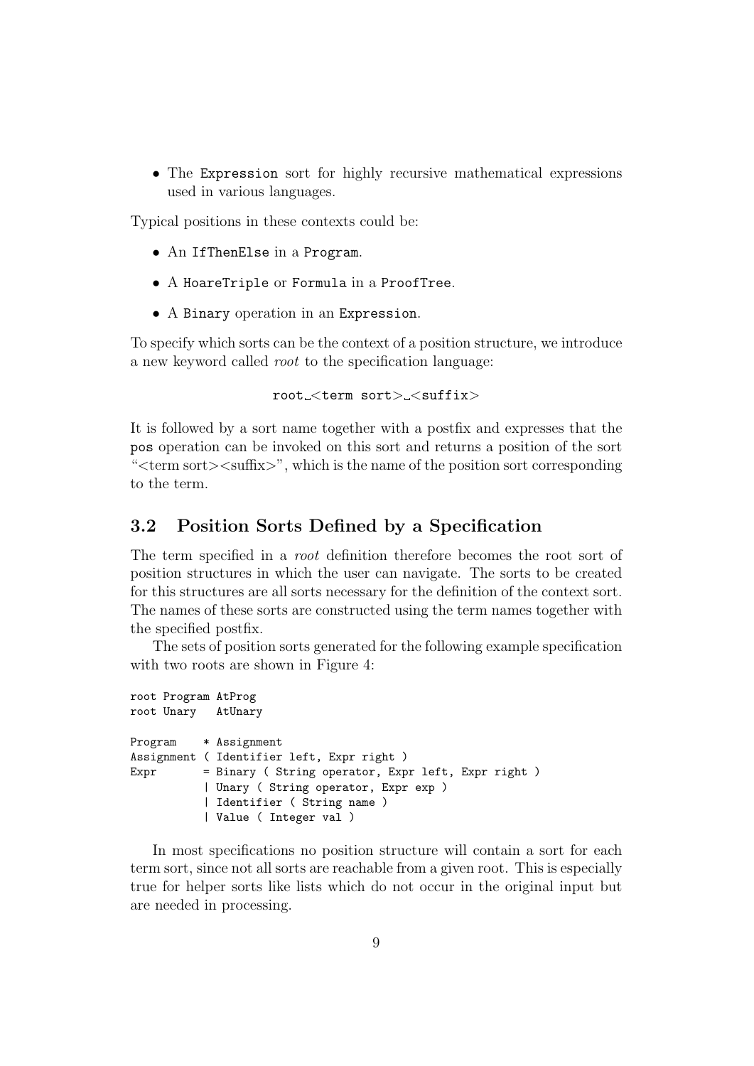- The Expression sort for highly recursive mathematical expressions used in various languages.

Typical positions in these contexts could be:

- An IfThenElse in a Program.
- A HoareTriple or Formula in a ProofTree.
- A Binary operation in an Expression.

To specify which sorts can be the context of a position structure, we introduce a new keyword called *root* to the specification language:

```
root <term sort> <suffix>
```

It is followed by a sort name together with a postfix and expresses that the pos operation can be invoked on this sort and returns a position of the sort "<term sort><suffix>", which is the name of the position sort corresponding to the term.

## 3.2 Position Sorts Defined by a Specification

The term specified in a *root* definition therefore becomes the root sort of position structures in which the user can navigate. The sorts to be created for this structures are all sorts necessary for the definition of the context sort. The names of these sorts are constructed using the term names together with the specified postfix.

The sets of position sorts generated for the following example specification with two roots are shown in Figure 4:

```
root Program AtProg
root Unary   AtUnary

Program    * Assignment
Assignment ( Identifier left, Expr right )
Expr       = Binary ( String operator, Expr left, Expr right )
           | Unary ( String operator, Expr exp )
           | Identifier ( String name )
           | Value ( Integer val )
```

In most specifications no position structure will contain a sort for each term sort, since not all sorts are reachable from a given root. This is especially true for helper sorts like lists which do not occur in the original input but are needed in processing.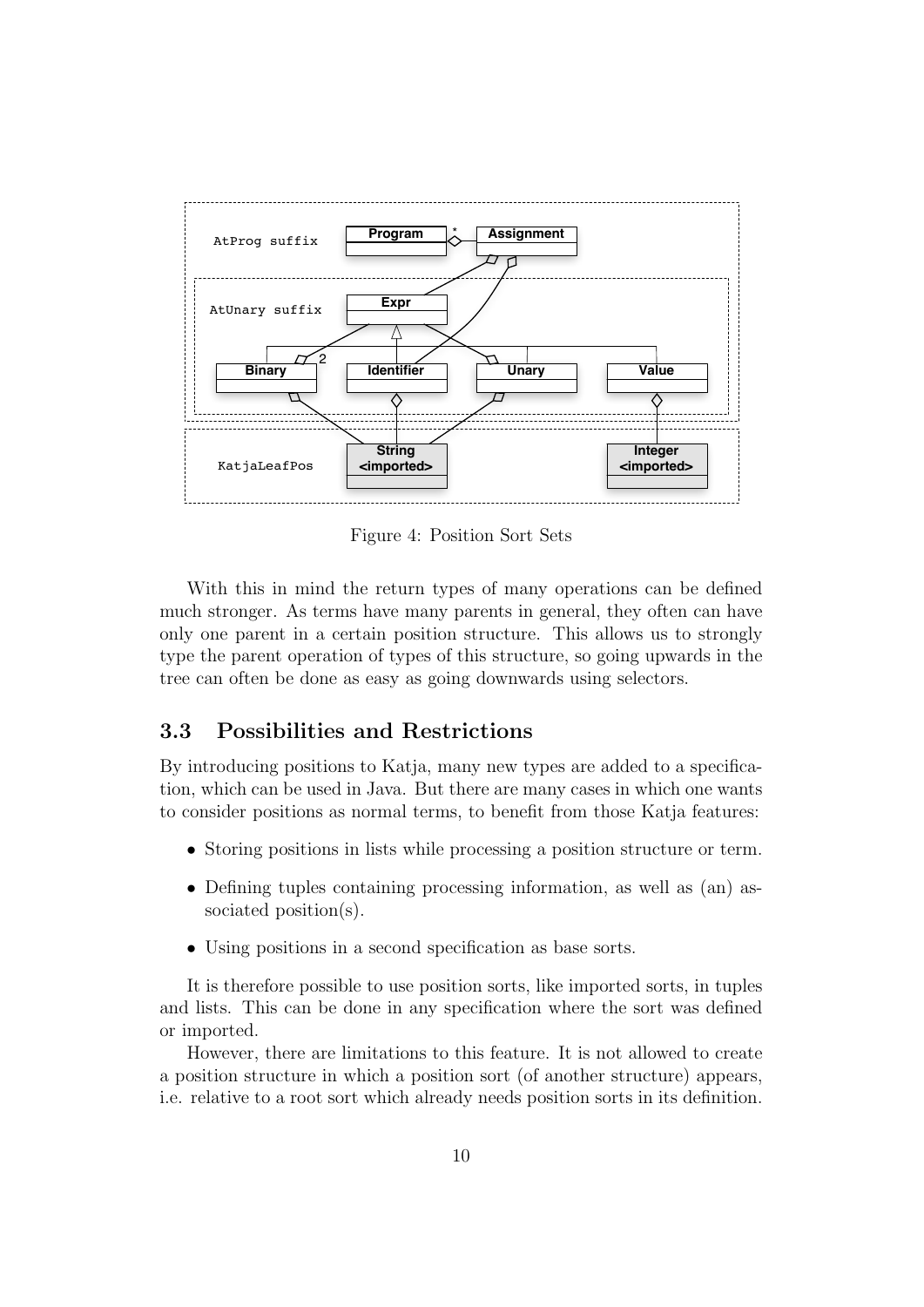Figure 4: Position Sort Sets

With this in mind the return types of many operations can be defined much stronger. As terms have many parents in general, they often can have only one parent in a certain position structure. This allows us to strongly type the parent operation of types of this structure, so going upwards in the tree can often be done as easy as going downwards using selectors.

### 3.3 Possibilities and Restrictions

By introducing positions to Katja, many new types are added to a specification, which can be used in Java. But there are many cases in which one wants to consider positions as normal terms, to benefit from those Katja features:

- Storing positions in lists while processing a position structure or term.
- Defining tuples containing processing information, as well as (an) associated position(s).
- Using positions in a second specification as base sorts.

It is therefore possible to use position sorts, like imported sorts, in tuples and lists. This can be done in any specification where the sort was defined or imported.

However, there are limitations to this feature. It is not allowed to create a position structure in which a position sort (of another structure) appears, i.e. relative to a root sort which already needs position sorts in its definition.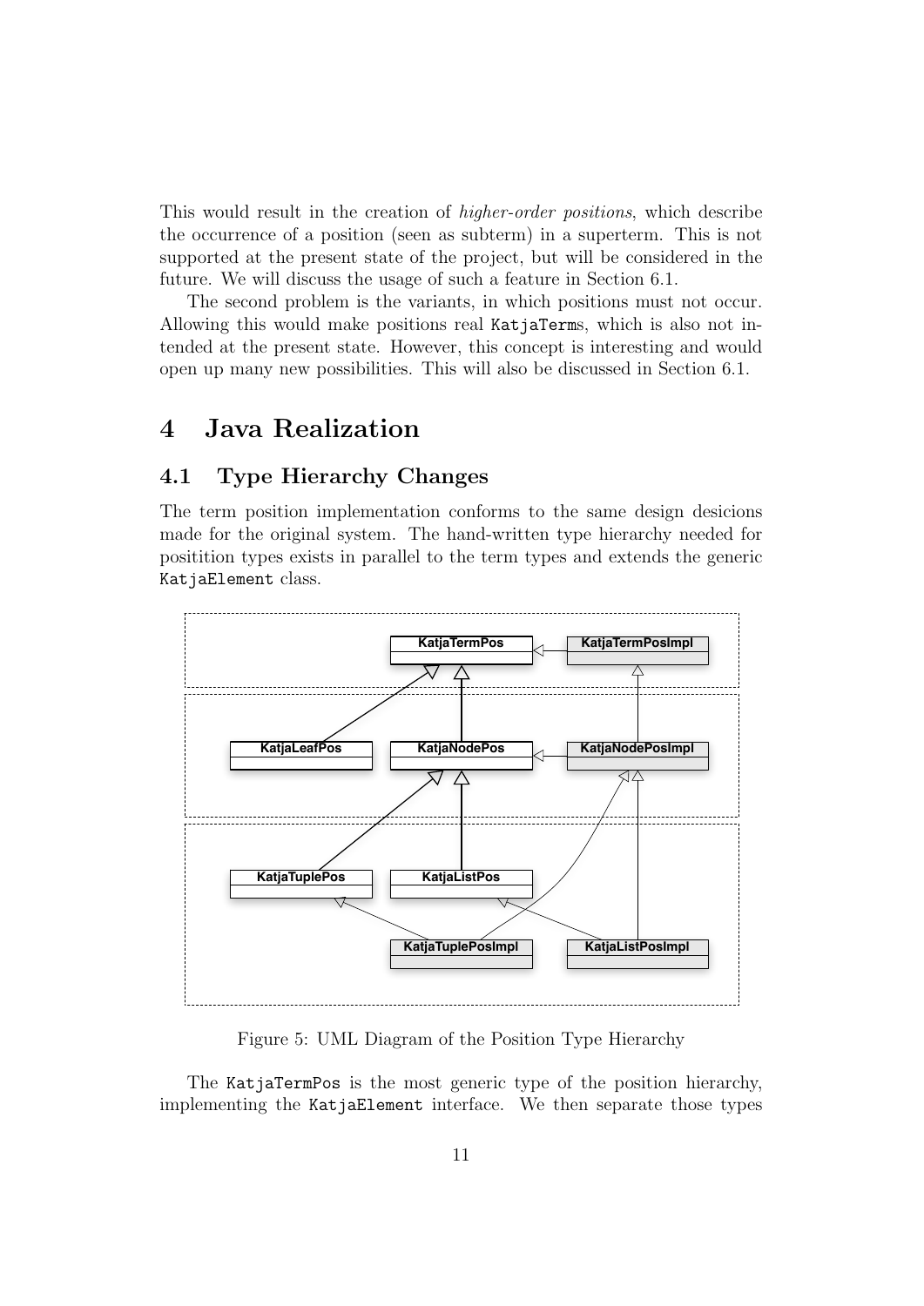This would result in the creation of *higher-order positions*, which describe the occurrence of a position (seen as subterm) in a superterm. This is not supported at the present state of the project, but will be considered in the future. We will discuss the usage of such a feature in Section 6.1.

The second problem is the variants, in which positions must not occur. Allowing this would make positions real `KatjaTerm`s, which is also not intended at the present state. However, this concept is interesting and would open up many new possibilities. This will also be discussed in Section 6.1.

# 4 Java Realization

## 4.1 Type Hierarchy Changes

The term position implementation conforms to the same design desicions made for the original system. The hand-written type hierarchy needed for posititition types exists in parallel to the term types and extends the generic `KatjaElement` class.

Figure 5: UML Diagram of the Position Type Hierarchy

The `KatjaTermPos` is the most generic type of the position hierarchy, implementing the `KatjaElement` interface. We then separate those types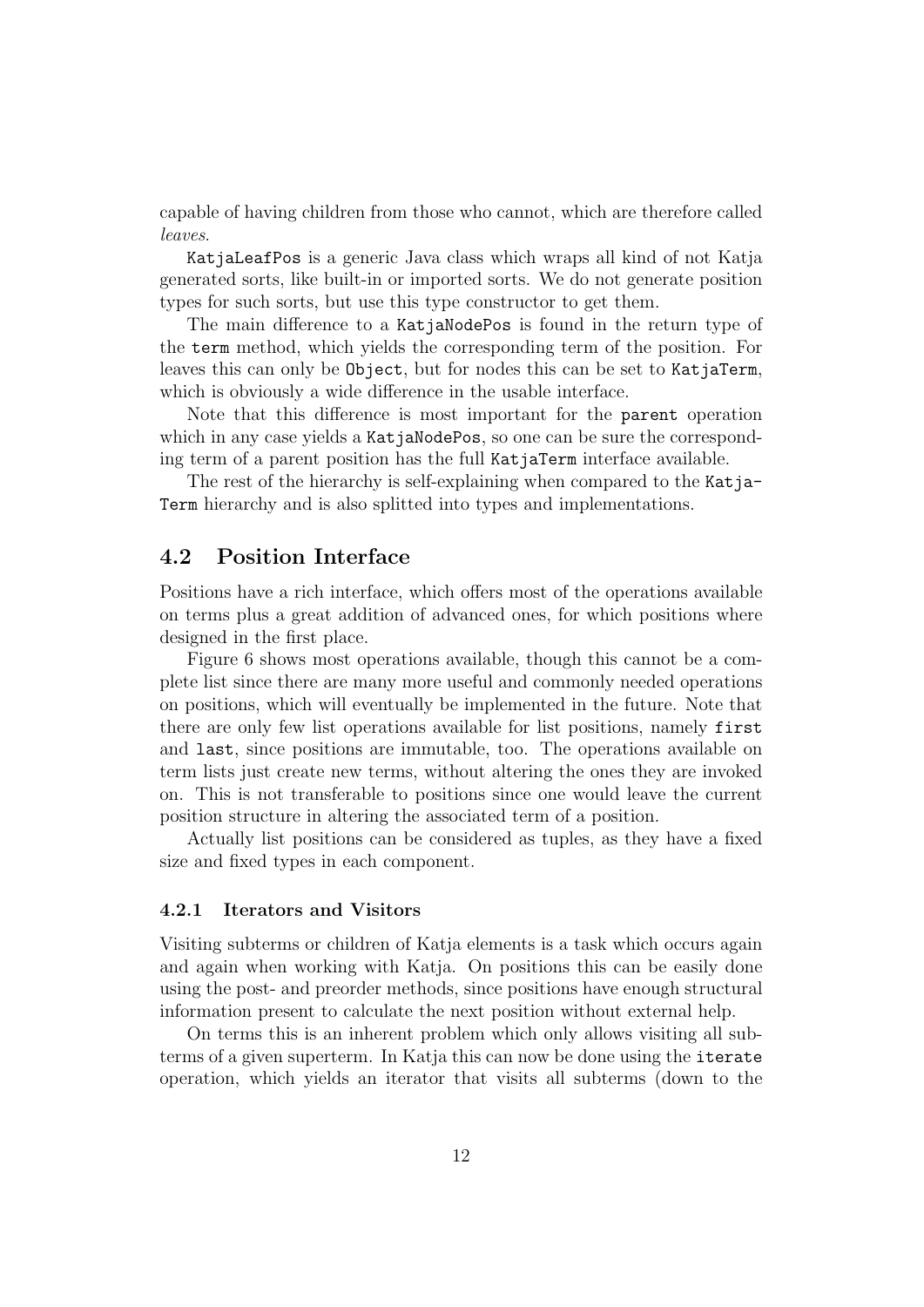capable of having children from those who cannot, which are therefore called *leaves*.

`KatjaLeafPos` is a generic Java class which wraps all kind of not Katja generated sorts, like built-in or imported sorts. We do not generate position types for such sorts, but use this type constructor to get them.

The main difference to a `KatjaNodePos` is found in the return type of the `term` method, which yields the corresponding term of the position. For leaves this can only be `Object`, but for nodes this can be set to `KatjaTerm`, which is obviously a wide difference in the usable interface.

Note that this difference is most important for the `parent` operation which in any case yields a `KatjaNodePos`, so one can be sure the corresponding term of a parent position has the full `KatjaTerm` interface available.

The rest of the hierarchy is self-explaining when compared to the `KatjaTerm` hierarchy and is also splitted into types and implementations.

## 4.2 Position Interface

Positions have a rich interface, which offers most of the operations available on terms plus a great addition of advanced ones, for which positions where designed in the first place.

Figure 6 shows most operations available, though this cannot be a complete list since there are many more useful and commonly needed operations on positions, which will eventually be implemented in the future. Note that there are only few list operations available for list positions, namely `first` and `last`, since positions are immutable, too. The operations available on term lists just create new terms, without altering the ones they are invoked on. This is not transferable to positions since one would leave the current position structure in altering the associated term of a position.

Actually list positions can be considered as tuples, as they have a fixed size and fixed types in each component.

### 4.2.1 Iterators and Visitors

Visiting subterms or children of Katja elements is a task which occurs again and again when working with Katja. On positions this can be easily done using the post- and preorder methods, since positions have enough structural information present to calculate the next position without external help.

On terms this is an inherent problem which only allows visiting all subterms of a given superterm. In Katja this can now be done using the `iterate` operation, which yields an iterator that visits all subterms (down to the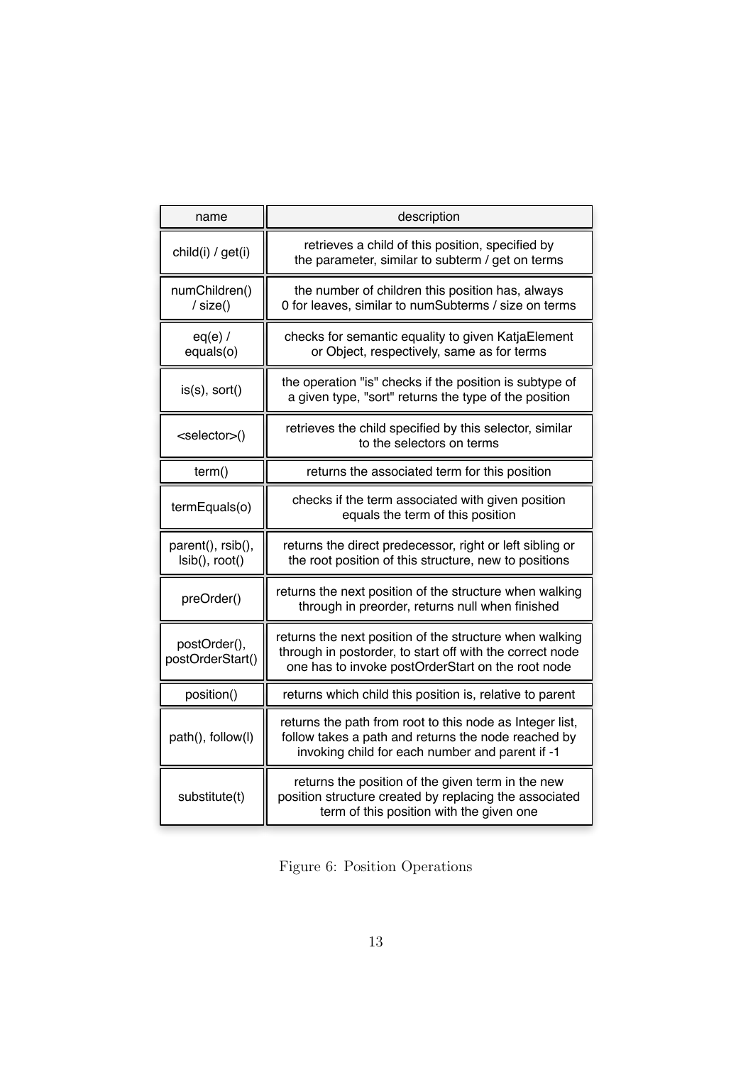| name | description |
| --- | --- |
| child(i) / get(i) | retrieves a child of this position, specified by the parameter, similar to subterm / get on terms |
| numChildren() / size() | the number of children this position has, always 0 for leaves, similar to numSubterms / size on terms |
| eq(e) / equals(o) | checks for semantic equality to given KatjaElement or Object, respectively, same as for terms |
| is(s), sort() | the operation "is" checks if the position is subtype of a given type, "sort" returns the type of the position |
| <selector>() | retrieves the child specified by this selector, similar to the selectors on terms |
| term() | returns the associated term for this position |
| termEquals(o) | checks if the term associated with given position equals the term of this position |
| parent(), rsib(), lsib(), root() | returns the direct predecessor, right or left sibling or the root position of this structure, new to positions |
| preOrder() | returns the next position of the structure when walking through in preorder, returns null when finished |
| postOrder(), postOrderStart() | returns the next position of the structure when walking through in postorder, to start off with the correct node one has to invoke postOrderStart on the root node |
| position() | returns which child this position is, relative to parent |
| path(), follow(l) | returns the path from root to this node as Integer list, follow takes a path and returns the node reached by invoking child for each number and parent if -1 |
| substitute(t) | returns the position of the given term in the new position structure created by replacing the associated term of this position with the given one |

Figure 6: Position Operations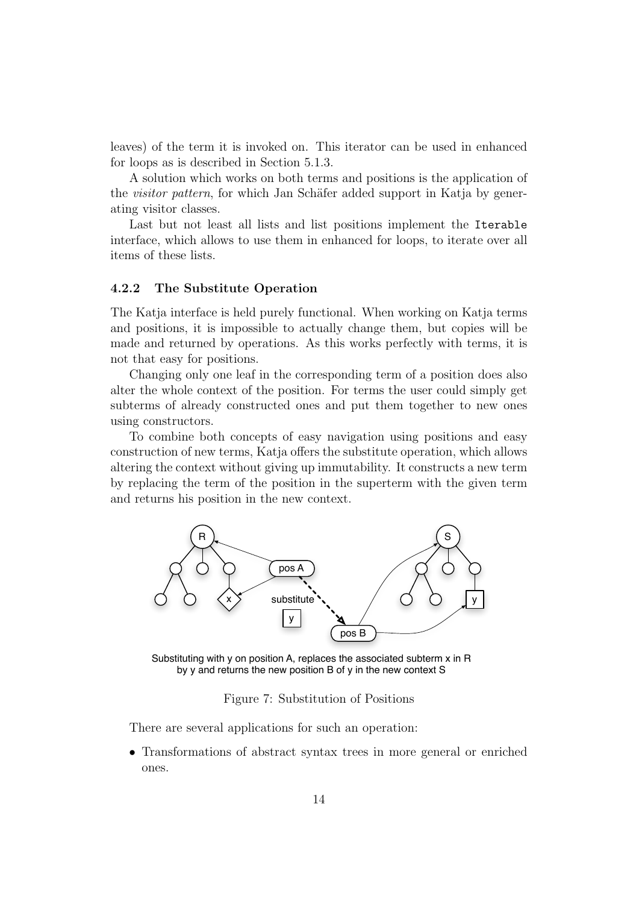leaves) of the term it is invoked on. This iterator can be used in enhanced for loops as is described in Section 5.1.3.

A solution which works on both terms and positions is the application of the *visitor pattern*, for which Jan Schäfer added support in Katja by generating visitor classes.

Last but not least all lists and list positions implement the `Iterable` interface, which allows to use them in enhanced for loops, to iterate over all items of these lists.

### 4.2.2 The Substitute Operation

The Katja interface is held purely functional. When working on Katja terms and positions, it is impossible to actually change them, but copies will be made and returned by operations. As this works perfectly with terms, it is not that easy for positions.

Changing only one leaf in the corresponding term of a position does also alter the whole context of the position. For terms the user could simply get subterms of already constructed ones and put them together to new ones using constructors.

To combine both concepts of easy navigation using positions and easy construction of new terms, Katja offers the substitute operation, which allows altering the context without giving up immutability. It constructs a new term by replacing the term of the position in the superterm with the given term and returns his position in the new context.

Substituting with y on position A, replaces the associated subterm x in R by y and returns the new position B of y in the new context S

Figure 7: Substitution of Positions

There are several applications for such an operation:

- Transformations of abstract syntax trees in more general or enriched ones.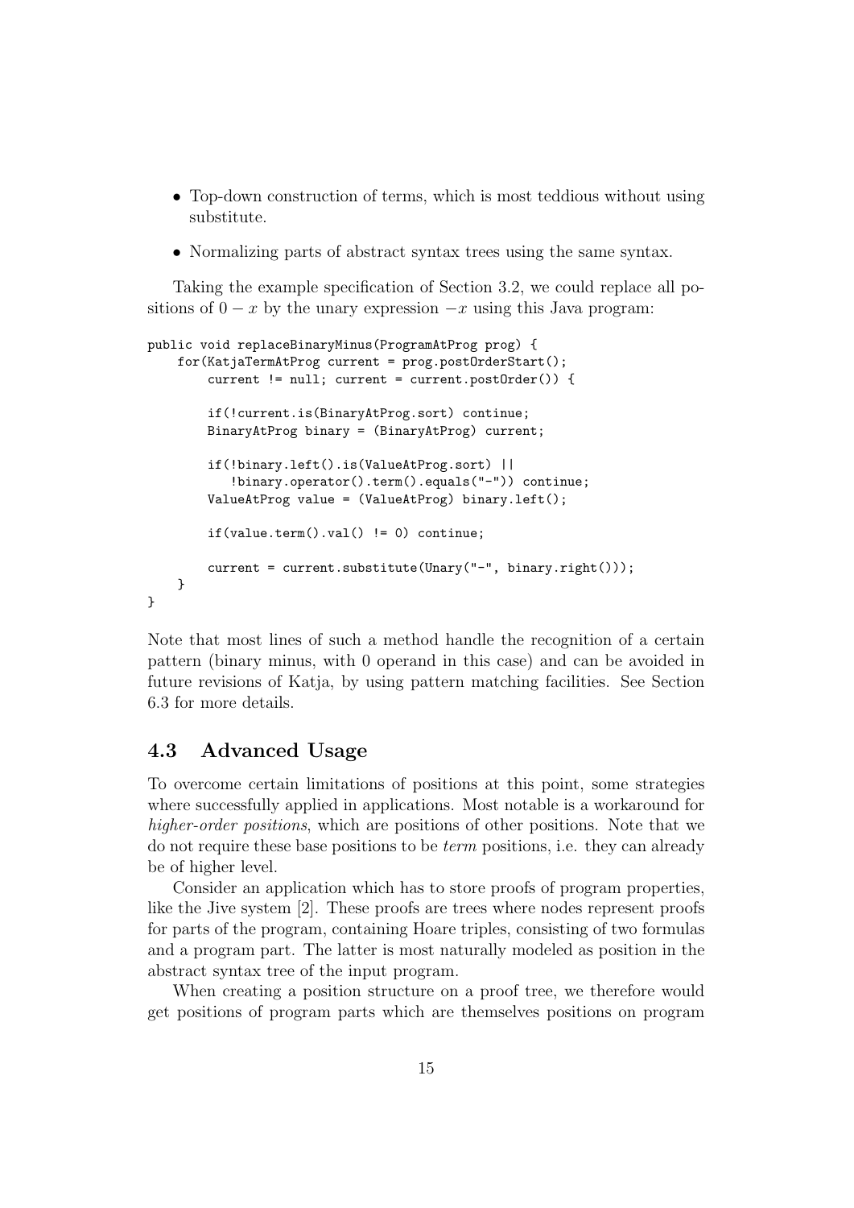- Top-down construction of terms, which is most teddious without using substitute.
- Normalizing parts of abstract syntax trees using the same syntax.

Taking the example specification of Section 3.2, we could replace all positions of $0 - x$ by the unary expression $-x$ using this Java program:

```
public void replaceBinaryMinus(ProgramAtProg prog) {
    for(KatjaTermAtProg current = prog.postOrderStart();
        current != null; current = current.postOrder()) {

        if(!current.is(BinaryAtProg.sort)) continue;
        BinaryAtProg binary = (BinaryAtProg) current;

        if(!binary.left().is(ValueAtProg.sort) ||
           !binary.operator().term().equals("-")) continue;
        ValueAtProg value = (ValueAtProg) binary.left();

        if(value.term().val() != 0) continue;

        current = current.substitute(Unary("-", binary.right()));
    }
}
```

Note that most lines of such a method handle the recognition of a certain pattern (binary minus, with 0 operand in this case) and can be avoided in future revisions of Katja, by using pattern matching facilities. See Section 6.3 for more details.

## 4.3 Advanced Usage

To overcome certain limitations of positions at this point, some strategies where successfully applied in applications. Most notable is a workaround for *higher-order positions*, which are positions of other positions. Note that we do not require these base positions to be *term* positions, i.e. they can already be of higher level.

Consider an application which has to store proofs of program properties, like the Jive system [2]. These proofs are trees where nodes represent proofs for parts of the program, containing Hoare triples, consisting of two formulas and a program part. The latter is most naturally modeled as position in the abstract syntax tree of the input program.

When creating a position structure on a proof tree, we therefore would get positions of program parts which are themselves positions on program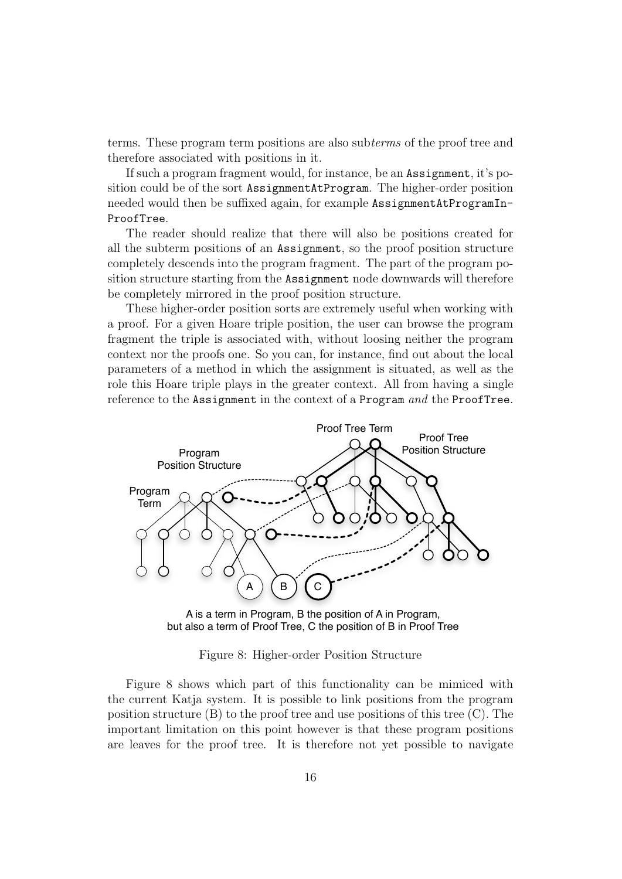terms. These program term positions are also sub*terms* of the proof tree and therefore associated with positions in it.

If such a program fragment would, for instance, be an `Assignment`, it's position could be of the sort `AssignmentAtProgram`. The higher-order position needed would then be suffixed again, for example `AssignmentAtProgramInProofTree`.

The reader should realize that there will also be positions created for all the subterm positions of an `Assignment`, so the proof position structure completely descends into the program fragment. The part of the program position structure starting from the `Assignment` node downwards will therefore be completely mirrored in the proof position structure.

These higher-order position sorts are extremely useful when working with a proof. For a given Hoare triple position, the user can browse the program fragment the triple is associated with, without loosing neither the program context nor the proofs one. So you can, for instance, find out about the local parameters of a method in which the assignment is situated, as well as the role this Hoare triple plays in the greater context. All from having a single reference to the `Assignment` in the context of a `Program` *and* the `ProofTree`.

A is a term in Program, B the position of A in Program, but also a term of Proof Tree, C the position of B in Proof Tree

Figure 8: Higher-order Position Structure

Figure 8 shows which part of this functionality can be mimiced with the current Katja system. It is possible to link positions from the program position structure (B) to the proof tree and use positions of this tree (C). The important limitation on this point however is that these program positions are leaves for the proof tree. It is therefore not yet possible to navigate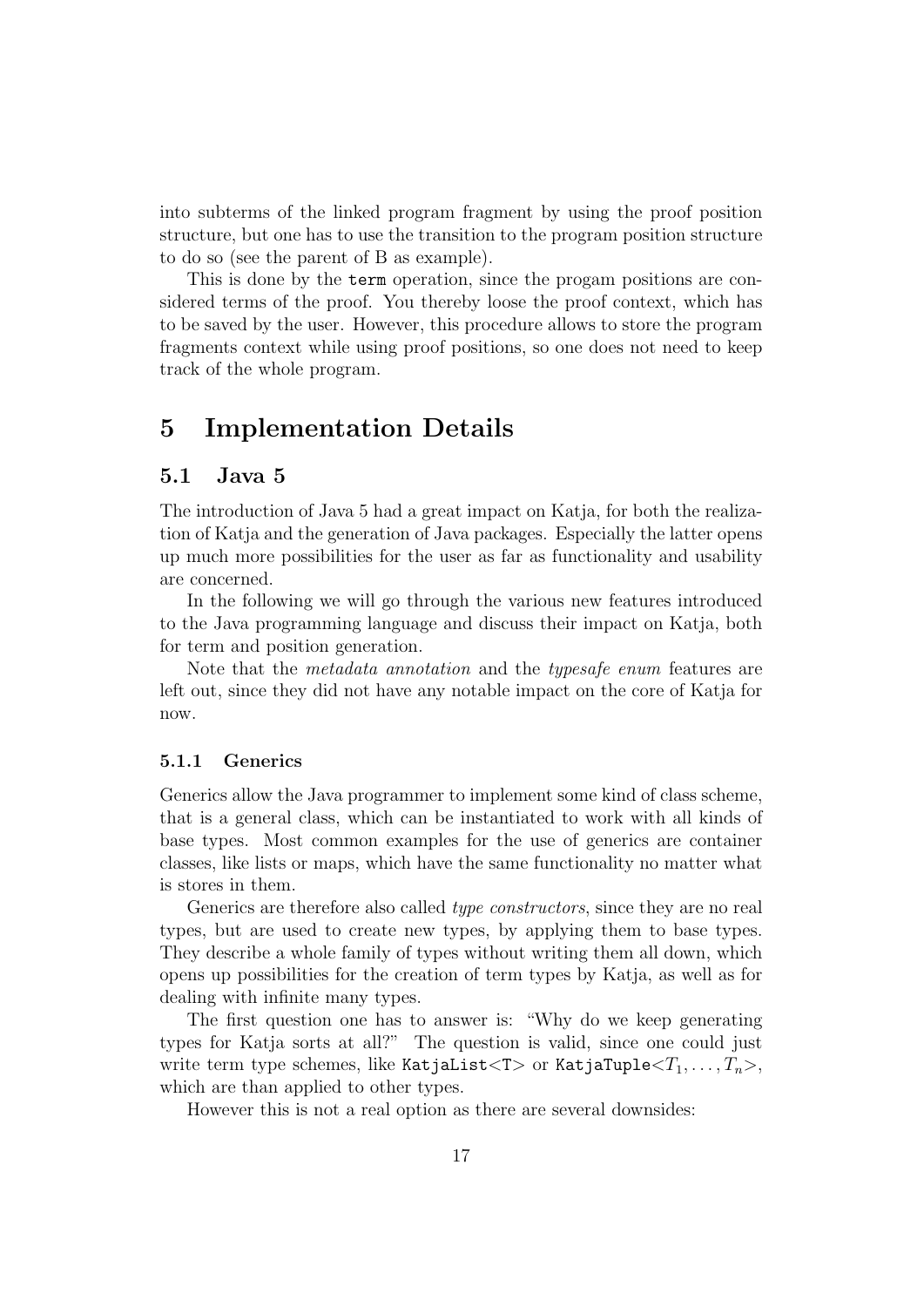into subterms of the linked program fragment by using the proof position structure, but one has to use the transition to the program position structure to do so (see the parent of B as example).

This is done by the `term` operation, since the progam positions are considered terms of the proof. You thereby loose the proof context, which has to be saved by the user. However, this procedure allows to store the program fragments context while using proof positions, so one does not need to keep track of the whole program.

# 5 Implementation Details

## 5.1 Java 5

The introduction of Java 5 had a great impact on Katja, for both the realization of Katja and the generation of Java packages. Especially the latter opens up much more possibilities for the user as far as functionality and usability are concerned.

In the following we will go through the various new features introduced to the Java programming language and discuss their impact on Katja, both for term and position generation.

Note that the *metadata annotation* and the *typesafe enum* features are left out, since they did not have any notable impact on the core of Katja for now.

### 5.1.1 Generics

Generics allow the Java programmer to implement some kind of class scheme, that is a general class, which can be instantiated to work with all kinds of base types. Most common examples for the use of generics are container classes, like lists or maps, which have the same functionality no matter what is stores in them.

Generics are therefore also called *type constructors*, since they are no real types, but are used to create new types, by applying them to base types. They describe a whole family of types without writing them all down, which opens up possibilities for the creation of term types by Katja, as well as for dealing with infinite many types.

The first question one has to answer is: "Why do we keep generating types for Katja sorts at all?" The question is valid, since one could just write term type schemes, like `KatjaList<T>` or `KatjaTuple`$<T_1, \ldots, T_n>$, which are than applied to other types.

However this is not a real option as there are several downsides: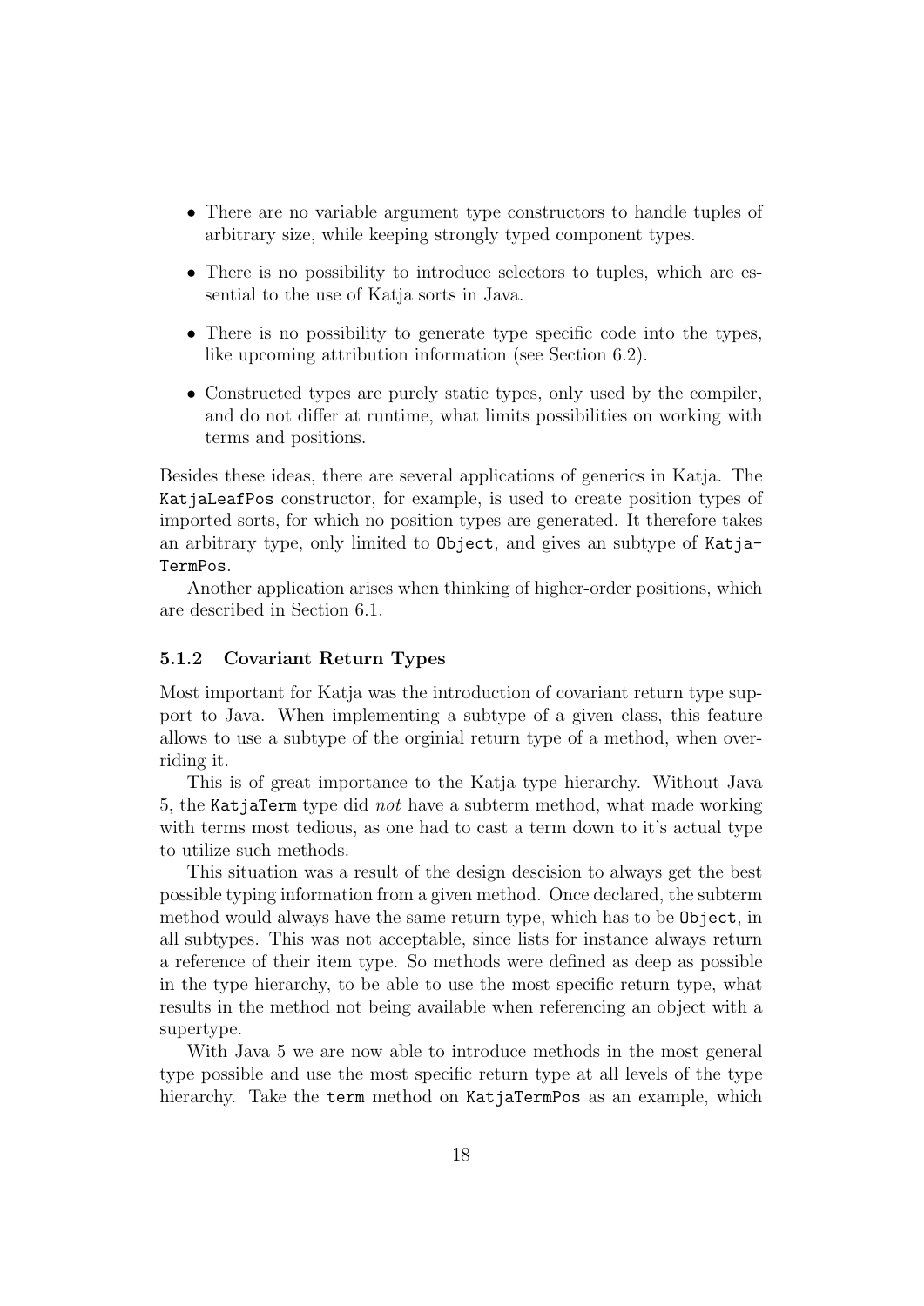- There are no variable argument type constructors to handle tuples of arbitrary size, while keeping strongly typed component types.
- There is no possibility to introduce selectors to tuples, which are essential to the use of Katja sorts in Java.
- There is no possibility to generate type specific code into the types, like upcoming attribution information (see Section 6.2).
- Constructed types are purely static types, only used by the compiler, and do not differ at runtime, what limits possibilities on working with terms and positions.

Besides these ideas, there are several applications of generics in Katja. The `KatjaLeafPos` constructor, for example, is used to create position types of imported sorts, for which no position types are generated. It therefore takes an arbitrary type, only limited to `Object`, and gives an subtype of `KatjaTermPos`.

Another application arises when thinking of higher-order positions, which are described in Section 6.1.

### 5.1.2 Covariant Return Types

Most important for Katja was the introduction of covariant return type support to Java. When implementing a subtype of a given class, this feature allows to use a subtype of the orginial return type of a method, when overriding it.

This is of great importance to the Katja type hierarchy. Without Java 5, the `KatjaTerm` type did *not* have a subterm method, what made working with terms most tedious, as one had to cast a term down to it's actual type to utilize such methods.

This situation was a result of the design descision to always get the best possible typing information from a given method. Once declared, the subterm method would always have the same return type, which has to be `Object`, in all subtypes. This was not acceptable, since lists for instance always return a reference of their item type. So methods were defined as deep as possible in the type hierarchy, to be able to use the most specific return type, what results in the method not being available when referencing an object with a supertype.

With Java 5 we are now able to introduce methods in the most general type possible and use the most specific return type at all levels of the type hierarchy. Take the `term` method on `KatjaTermPos` as an example, which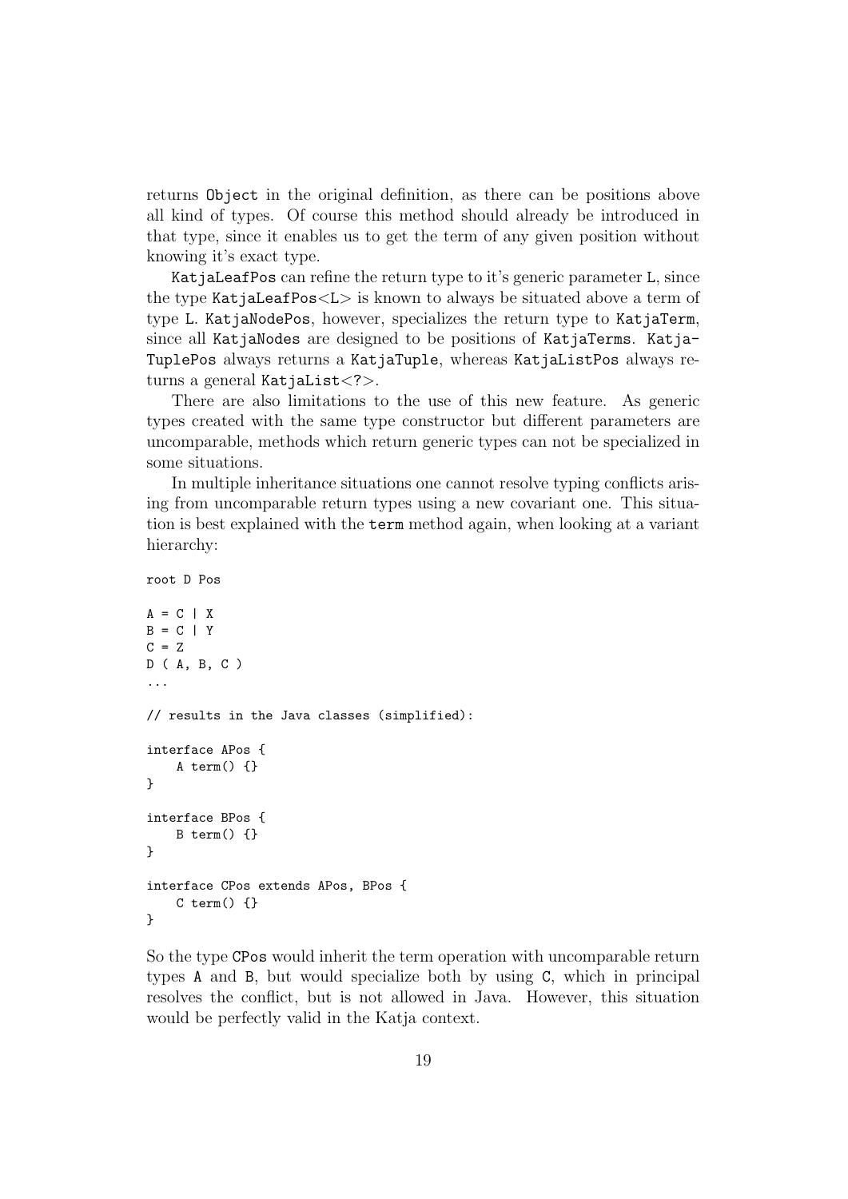returns `Object` in the original definition, as there can be positions above all kind of types. Of course this method should already be introduced in that type, since it enables us to get the term of any given position without knowing it's exact type.

`KatjaLeafPos` can refine the return type to it's generic parameter `L`, since the type `KatjaLeafPos<L>` is known to always be situated above a term of type `L`. `KatjaNodePos`, however, specializes the return type to `KatjaTerm`, since all `KatjaNodes` are designed to be positions of `KatjaTerms`. `KatjaTuplePos` always returns a `KatjaTuple`, whereas `KatjaListPos` always returns a general `KatjaList<?>`.

There are also limitations to the use of this new feature. As generic types created with the same type constructor but different parameters are uncomparable, methods which return generic types can not be specialized in some situations.

In multiple inheritance situations one cannot resolve typing conflicts arising from uncomparable return types using a new covariant one. This situation is best explained with the `term` method again, when looking at a variant hierarchy:

```
root D Pos

A = C | X
B = C | Y
C = Z
D ( A, B, C )
...

// results in the Java classes (simplified):

interface APos {
    A term() {}
}

interface BPos {
    B term() {}
}

interface CPos extends APos, BPos {
    C term() {}
}
```

So the type `CPos` would inherit the term operation with uncomparable return types `A` and `B`, but would specialize both by using `C`, which in principal resolves the conflict, but is not allowed in Java. However, this situation would be perfectly valid in the Katja context.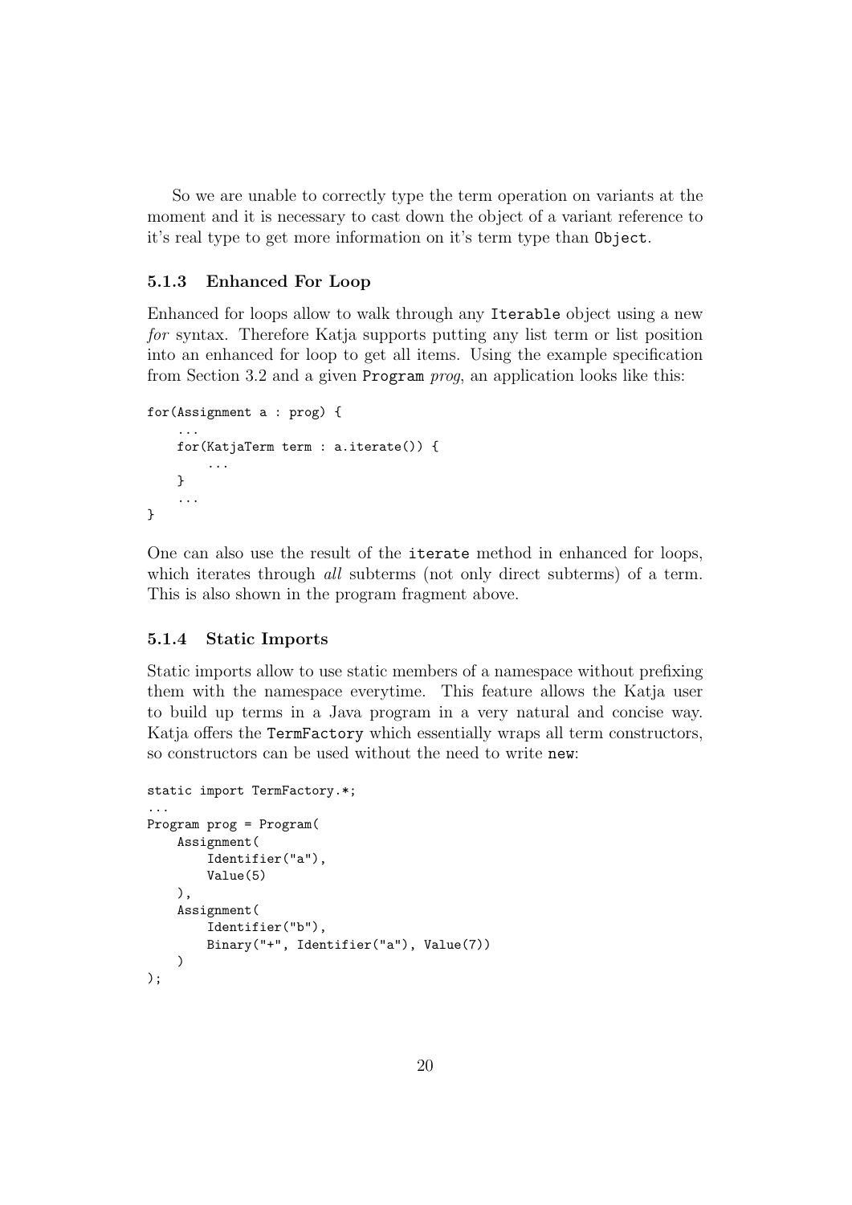So we are unable to correctly type the term operation on variants at the moment and it is necessary to cast down the object of a variant reference to it's real type to get more information on it's term type than `Object`.

### 5.1.3 Enhanced For Loop

Enhanced for loops allow to walk through any `Iterable` object using a new *for* syntax. Therefore Katja supports putting any list term or list position into an enhanced for loop to get all items. Using the example specification from Section 3.2 and a given `Program` *prog*, an application looks like this:

```
for(Assignment a : prog) {
    ...
    for(KatjaTerm term : a.iterate()) {
        ...
    }
    ...
}
```

One can also use the result of the `iterate` method in enhanced for loops, which iterates through *all* subterms (not only direct subterms) of a term. This is also shown in the program fragment above.

### 5.1.4 Static Imports

Static imports allow to use static members of a namespace without prefixing them with the namespace everytime. This feature allows the Katja user to build up terms in a Java program in a very natural and concise way. Katja offers the `TermFactory` which essentially wraps all term constructors, so constructors can be used without the need to write `new`:

```
static import TermFactory.*;
...
Program prog = Program(
    Assignment(
        Identifier("a"),
        Value(5)
    ),
    Assignment(
        Identifier("b"),
        Binary("+", Identifier("a"), Value(7))
    )
);
```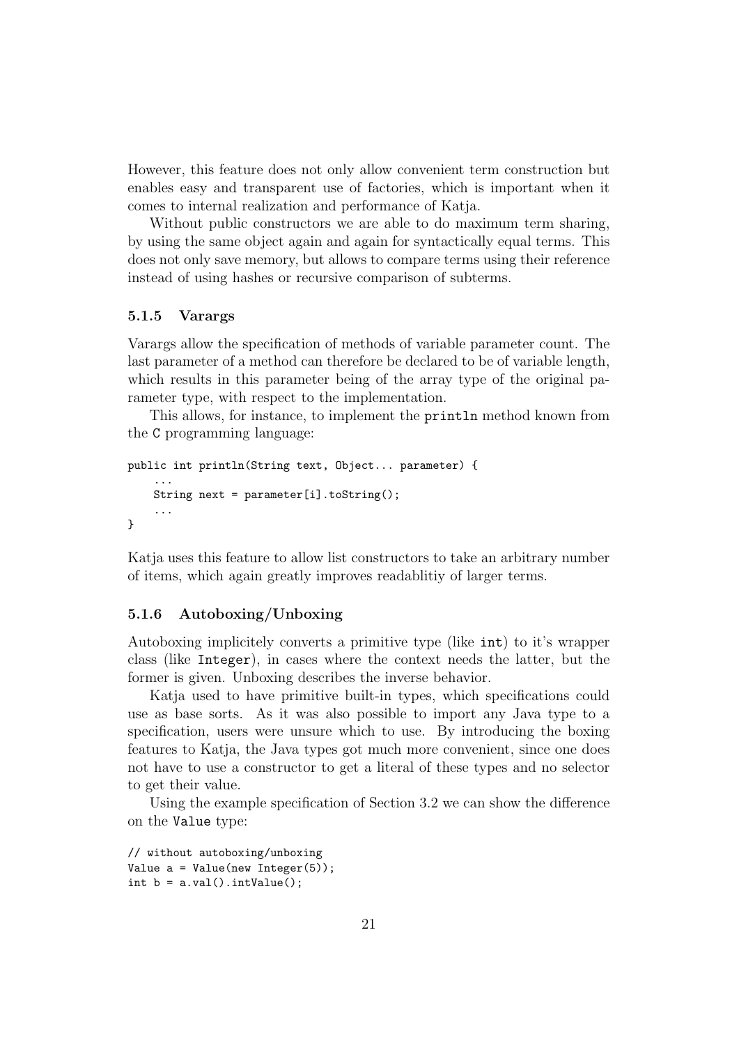However, this feature does not only allow convenient term construction but enables easy and transparent use of factories, which is important when it comes to internal realization and performance of Katja.

Without public constructors we are able to do maximum term sharing, by using the same object again and again for syntactically equal terms. This does not only save memory, but allows to compare terms using their reference instead of using hashes or recursive comparison of subterms.

### 5.1.5 Varargs

Varargs allow the specification of methods of variable parameter count. The last parameter of a method can therefore be declared to be of variable length, which results in this parameter being of the array type of the original parameter type, with respect to the implementation.

This allows, for instance, to implement the `println` method known from the `C` programming language:

```
public int println(String text, Object... parameter) {
    ...
    String next = parameter[i].toString();
    ...
}
```

Katja uses this feature to allow list constructors to take an arbitrary number of items, which again greatly improves readablitiy of larger terms.

### 5.1.6 Autoboxing/Unboxing

Autoboxing implicitely converts a primitive type (like `int`) to it's wrapper class (like `Integer`), in cases where the context needs the latter, but the former is given. Unboxing describes the inverse behavior.

Katja used to have primitive built-in types, which specifications could use as base sorts. As it was also possible to import any Java type to a specification, users were unsure which to use. By introducing the boxing features to Katja, the Java types got much more convenient, since one does not have to use a constructor to get a literal of these types and no selector to get their value.

Using the example specification of Section 3.2 we can show the difference on the `Value` type:

```
// without autoboxing/unboxing
Value a = Value(new Integer(5));
int b = a.val().intValue();
```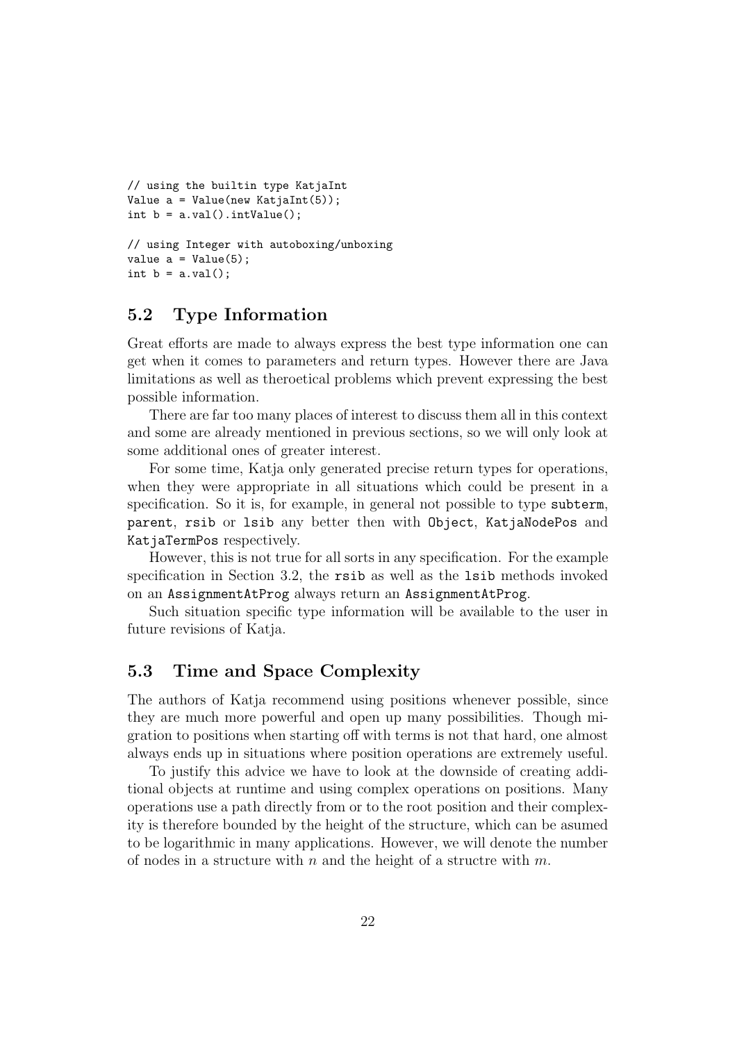```
// using the builtin type KatjaInt
Value a = Value(new KatjaInt(5));
int b = a.val().intValue();

// using Integer with autoboxing/unboxing
value a = Value(5);
int b = a.val();
```

## 5.2 Type Information

Great efforts are made to always express the best type information one can get when it comes to parameters and return types. However there are Java limitations as well as theroetical problems which prevent expressing the best possible information.

There are far too many places of interest to discuss them all in this context and some are already mentioned in previous sections, so we will only look at some additional ones of greater interest.

For some time, Katja only generated precise return types for operations, when they were appropriate in all situations which could be present in a specification. So it is, for example, in general not possible to type `subterm`, `parent`, `rsib` or `lsib` any better then with `Object`, `KatjaNodePos` and `KatjaTermPos` respectively.

However, this is not true for all sorts in any specification. For the example specification in Section 3.2, the `rsib` as well as the `lsib` methods invoked on an `AssignmentAtProg` always return an `AssignmentAtProg`.

Such situation specific type information will be available to the user in future revisions of Katja.

## 5.3 Time and Space Complexity

The authors of Katja recommend using positions whenever possible, since they are much more powerful and open up many possibilities. Though migration to positions when starting off with terms is not that hard, one almost always ends up in situations where position operations are extremely useful.

To justify this advice we have to look at the downside of creating additional objects at runtime and using complex operations on positions. Many operations use a path directly from or to the root position and their complexity is therefore bounded by the height of the structure, which can be asumed to be logarithmic in many applications. However, we will denote the number of nodes in a structure with $n$ and the height of a structre with $m$.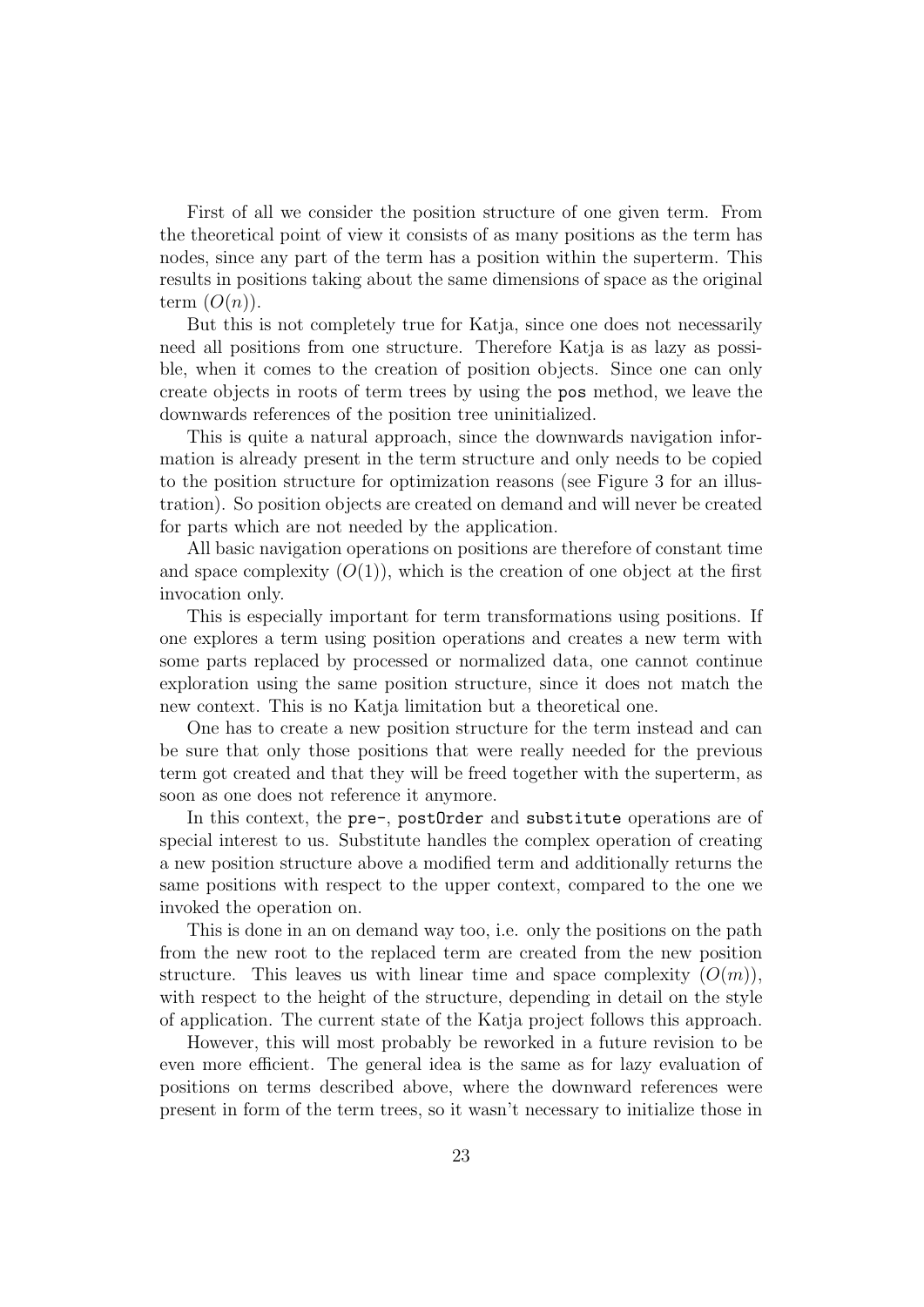First of all we consider the position structure of one given term. From the theoretical point of view it consists of as many positions as the term has nodes, since any part of the term has a position within the superterm. This results in positions taking about the same dimensions of space as the original term ($O(n)$).

But this is not completely true for Katja, since one does not necessarily need all positions from one structure. Therefore Katja is as lazy as possible, when it comes to the creation of position objects. Since one can only create objects in roots of term trees by using the `pos` method, we leave the downwards references of the position tree uninitialized.

This is quite a natural approach, since the downwards navigation information is already present in the term structure and only needs to be copied to the position structure for optimization reasons (see Figure 3 for an illustration). So position objects are created on demand and will never be created for parts which are not needed by the application.

All basic navigation operations on positions are therefore of constant time and space complexity ($O(1)$), which is the creation of one object at the first invocation only.

This is especially important for term transformations using positions. If one explores a term using position operations and creates a new term with some parts replaced by processed or normalized data, one cannot continue exploration using the same position structure, since it does not match the new context. This is no Katja limitation but a theoretical one.

One has to create a new position structure for the term instead and can be sure that only those positions that were really needed for the previous term got created and that they will be freed together with the superterm, as soon as one does not reference it anymore.

In this context, the `pre-`, `postOrder` and `substitute` operations are of special interest to us. Substitute handles the complex operation of creating a new position structure above a modified term and additionally returns the same positions with respect to the upper context, compared to the one we invoked the operation on.

This is done in an on demand way too, i.e. only the positions on the path from the new root to the replaced term are created from the new position structure. This leaves us with linear time and space complexity ($O(m)$), with respect to the height of the structure, depending in detail on the style of application. The current state of the Katja project follows this approach.

However, this will most probably be reworked in a future revision to be even more efficient. The general idea is the same as for lazy evaluation of positions on terms described above, where the downward references were present in form of the term trees, so it wasn't necessary to initialize those in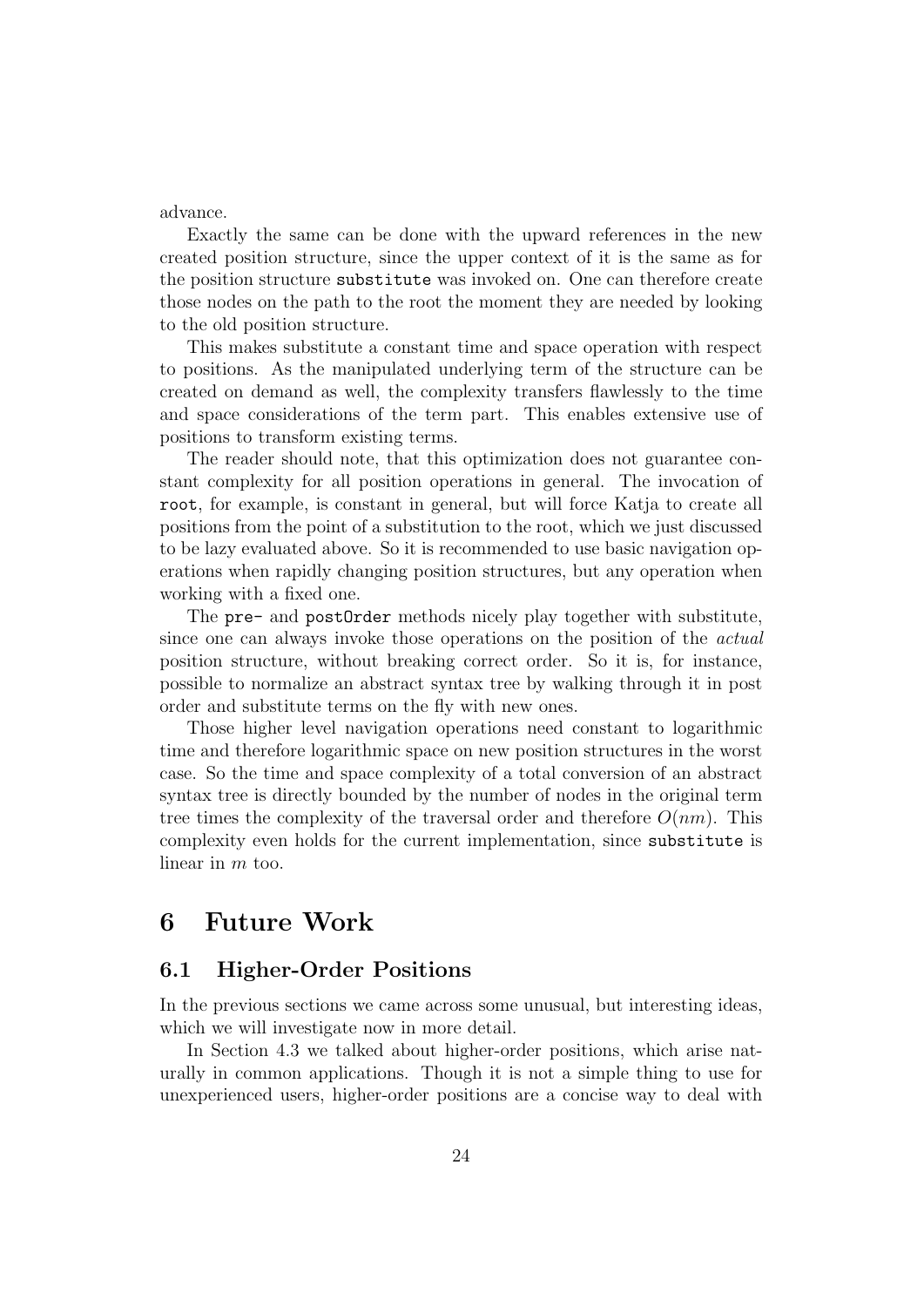advance.

Exactly the same can be done with the upward references in the new created position structure, since the upper context of it is the same as for the position structure `substitute` was invoked on. One can therefore create those nodes on the path to the root the moment they are needed by looking to the old position structure.

This makes substitute a constant time and space operation with respect to positions. As the manipulated underlying term of the structure can be created on demand as well, the complexity transfers flawlessly to the time and space considerations of the term part. This enables extensive use of positions to transform existing terms.

The reader should note, that this optimization does not guarantee constant complexity for all position operations in general. The invocation of `root`, for example, is constant in general, but will force Katja to create all positions from the point of a substitution to the root, which we just discussed to be lazy evaluated above. So it is recommended to use basic navigation operations when rapidly changing position structures, but any operation when working with a fixed one.

The `pre-` and `postOrder` methods nicely play together with substitute, since one can always invoke those operations on the position of the *actual* position structure, without breaking correct order. So it is, for instance, possible to normalize an abstract syntax tree by walking through it in post order and substitute terms on the fly with new ones.

Those higher level navigation operations need constant to logarithmic time and therefore logarithmic space on new position structures in the worst case. So the time and space complexity of a total conversion of an abstract syntax tree is directly bounded by the number of nodes in the original term tree times the complexity of the traversal order and therefore $O(nm)$. This complexity even holds for the current implementation, since `substitute` is linear in $m$ too.

# 6 Future Work

## 6.1 Higher-Order Positions

In the previous sections we came across some unusual, but interesting ideas, which we will investigate now in more detail.

In Section 4.3 we talked about higher-order positions, which arise naturally in common applications. Though it is not a simple thing to use for unexperienced users, higher-order positions are a concise way to deal with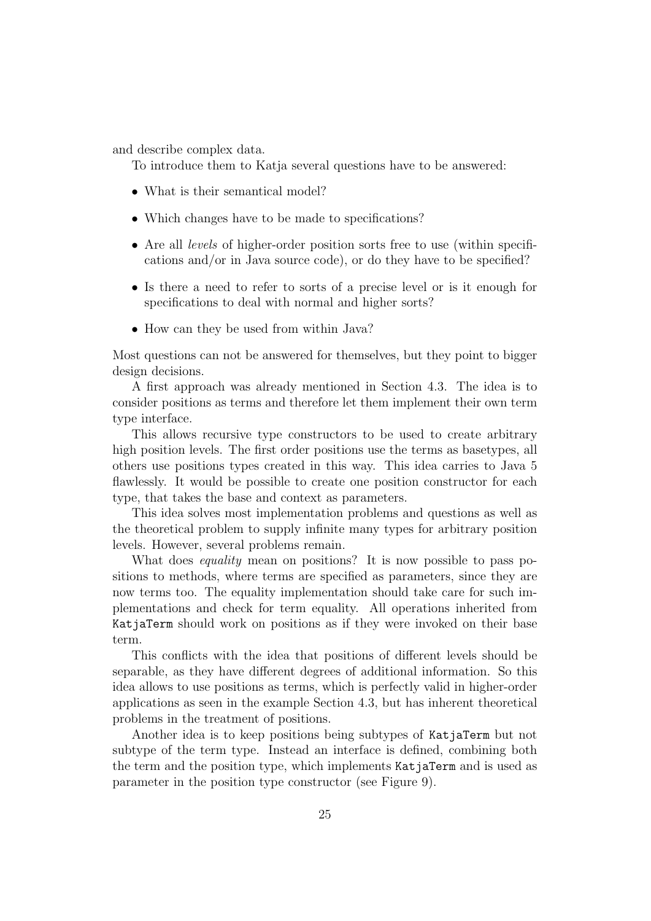and describe complex data.

To introduce them to Katja several questions have to be answered:

- What is their semantical model?
- Which changes have to be made to specifications?
- Are all *levels* of higher-order position sorts free to use (within specifications and/or in Java source code), or do they have to be specified?
- Is there a need to refer to sorts of a precise level or is it enough for specifications to deal with normal and higher sorts?
- How can they be used from within Java?

Most questions can not be answered for themselves, but they point to bigger design decisions.

A first approach was already mentioned in Section 4.3. The idea is to consider positions as terms and therefore let them implement their own term type interface.

This allows recursive type constructors to be used to create arbitrary high position levels. The first order positions use the terms as basetypes, all others use positions types created in this way. This idea carries to Java 5 flawlessly. It would be possible to create one position constructor for each type, that takes the base and context as parameters.

This idea solves most implementation problems and questions as well as the theoretical problem to supply infinite many types for arbitrary position levels. However, several problems remain.

What does *equality* mean on positions? It is now possible to pass positions to methods, where terms are specified as parameters, since they are now terms too. The equality implementation should take care for such implementations and check for term equality. All operations inherited from `KatjaTerm` should work on positions as if they were invoked on their base term.

This conflicts with the idea that positions of different levels should be separable, as they have different degrees of additional information. So this idea allows to use positions as terms, which is perfectly valid in higher-order applications as seen in the example Section 4.3, but has inherent theoretical problems in the treatment of positions.

Another idea is to keep positions being subtypes of `KatjaTerm` but not subtype of the term type. Instead an interface is defined, combining both the term and the position type, which implements `KatjaTerm` and is used as parameter in the position type constructor (see Figure 9).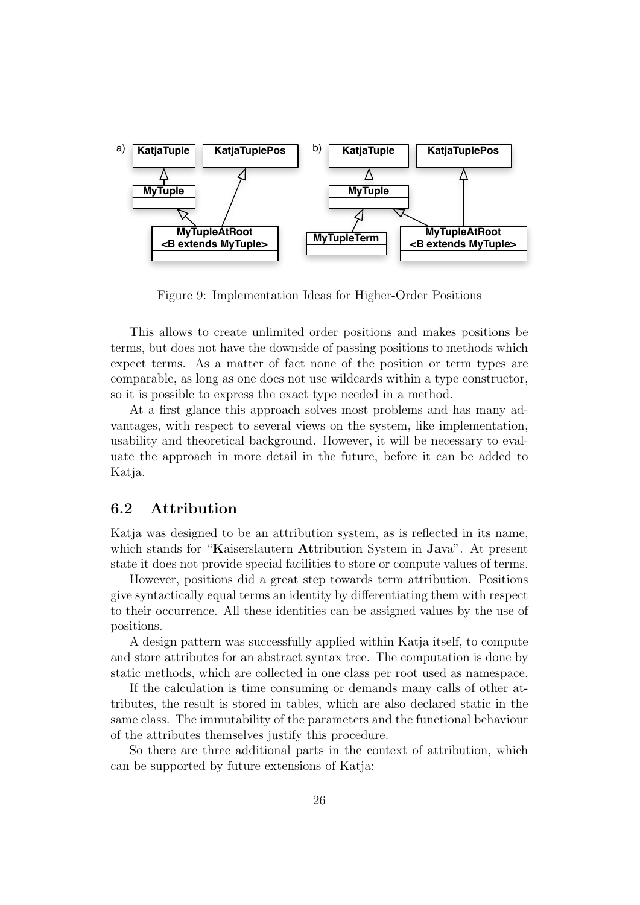Figure 9: Implementation Ideas for Higher-Order Positions

This allows to create unlimited order positions and makes positions be terms, but does not have the downside of passing positions to methods which expect terms. As a matter of fact none of the position or term types are comparable, as long as one does not use wildcards within a type constructor, so it is possible to express the exact type needed in a method.

At a first glance this approach solves most problems and has many advantages, with respect to several views on the system, like implementation, usability and theoretical background. However, it will be necessary to evaluate the approach in more detail in the future, before it can be added to Katja.

## 6.2 Attribution

Katja was designed to be an attribution system, as is reflected in its name, which stands for "**K**aiserslautern **At**tribution System in **Ja**va". At present state it does not provide special facilities to store or compute values of terms.

However, positions did a great step towards term attribution. Positions give syntactically equal terms an identity by differentiating them with respect to their occurrence. All these identities can be assigned values by the use of positions.

A design pattern was successfully applied within Katja itself, to compute and store attributes for an abstract syntax tree. The computation is done by static methods, which are collected in one class per root used as namespace.

If the calculation is time consuming or demands many calls of other attributes, the result is stored in tables, which are also declared static in the same class. The immutability of the parameters and the functional behaviour of the attributes themselves justify this procedure.

So there are three additional parts in the context of attribution, which can be supported by future extensions of Katja: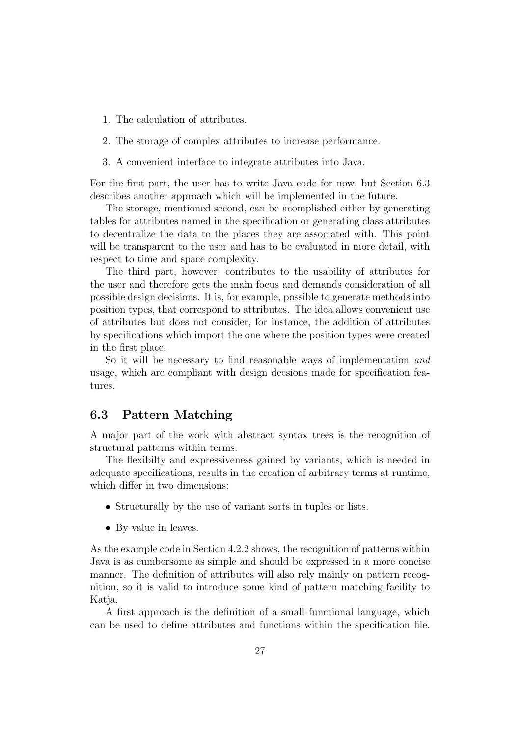1. The calculation of attributes.
2. The storage of complex attributes to increase performance.
3. A convenient interface to integrate attributes into Java.

For the first part, the user has to write Java code for now, but Section 6.3 describes another approach which will be implemented in the future.

The storage, mentioned second, can be acomplished either by generating tables for attributes named in the specification or generating class attributes to decentralize the data to the places they are associated with. This point will be transparent to the user and has to be evaluated in more detail, with respect to time and space complexity.

The third part, however, contributes to the usability of attributes for the user and therefore gets the main focus and demands consideration of all possible design decisions. It is, for example, possible to generate methods into position types, that correspond to attributes. The idea allows convenient use of attributes but does not consider, for instance, the addition of attributes by specifications which import the one where the position types were created in the first place.

So it will be necessary to find reasonable ways of implementation *and* usage, which are compliant with design decsions made for specification features.

## 6.3 Pattern Matching

A major part of the work with abstract syntax trees is the recognition of structural patterns within terms.

The flexibilty and expressiveness gained by variants, which is needed in adequate specifications, results in the creation of arbitrary terms at runtime, which differ in two dimensions:

- Structurally by the use of variant sorts in tuples or lists.
- By value in leaves.

As the example code in Section 4.2.2 shows, the recognition of patterns within Java is as cumbersome as simple and should be expressed in a more concise manner. The definition of attributes will also rely mainly on pattern recognition, so it is valid to introduce some kind of pattern matching facility to Katja.

A first approach is the definition of a small functional language, which can be used to define attributes and functions within the specification file.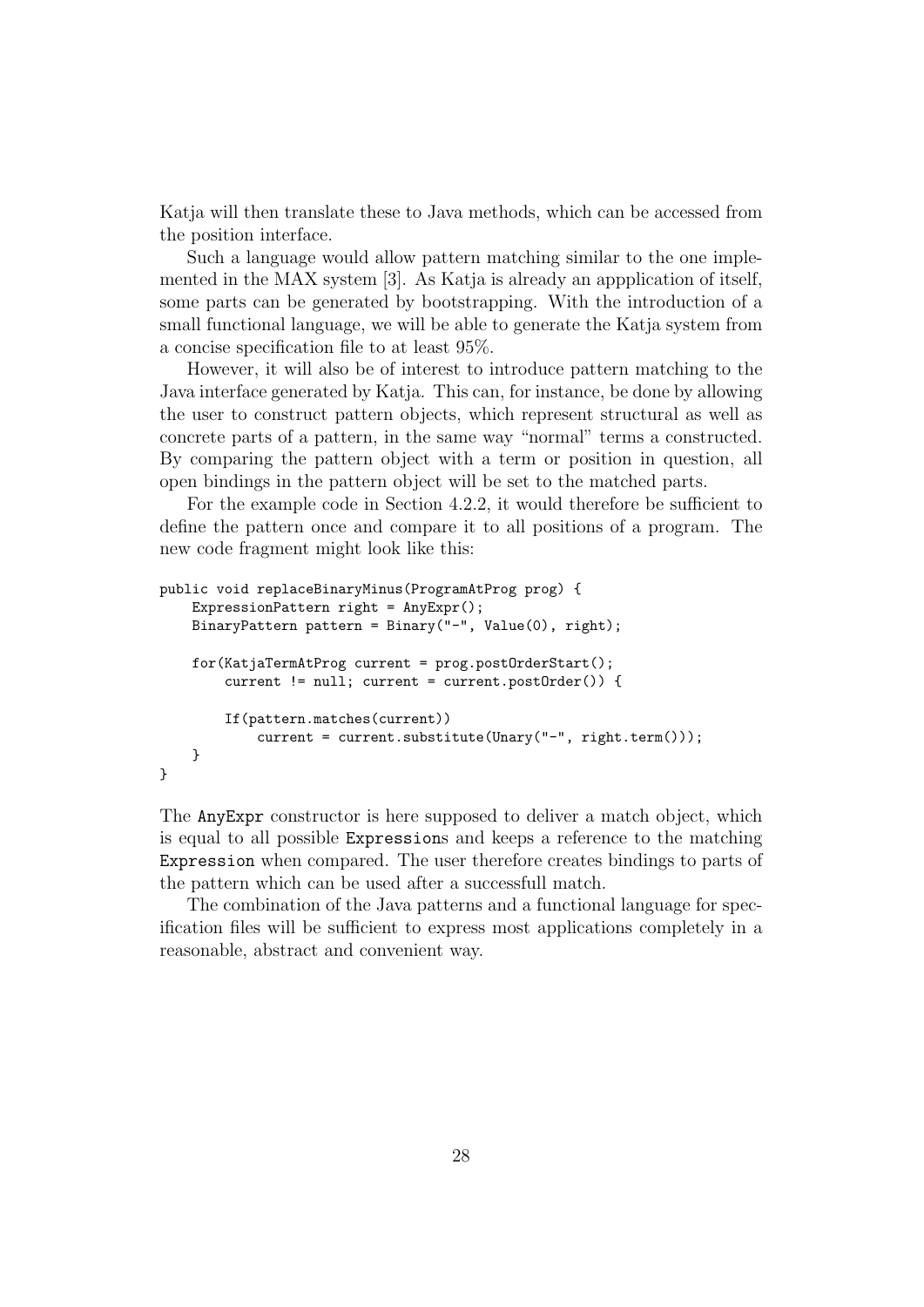Katja will then translate these to Java methods, which can be accessed from the position interface.

Such a language would allow pattern matching similar to the one implemented in the MAX system [3]. As Katja is already an appplication of itself, some parts can be generated by bootstrapping. With the introduction of a small functional language, we will be able to generate the Katja system from a concise specification file to at least 95%.

However, it will also be of interest to introduce pattern matching to the Java interface generated by Katja. This can, for instance, be done by allowing the user to construct pattern objects, which represent structural as well as concrete parts of a pattern, in the same way "normal" terms a constructed. By comparing the pattern object with a term or position in question, all open bindings in the pattern object will be set to the matched parts.

For the example code in Section 4.2.2, it would therefore be sufficient to define the pattern once and compare it to all positions of a program. The new code fragment might look like this:

```
public void replaceBinaryMinus(ProgramAtProg prog) {
    ExpressionPattern right = AnyExpr();
    BinaryPattern pattern = Binary("-", Value(0), right);

    for(KatjaTermAtProg current = prog.postOrderStart();
        current != null; current = current.postOrder()) {

        If(pattern.matches(current))
            current = current.substitute(Unary("-", right.term()));
    }
}
```

The `AnyExpr` constructor is here supposed to deliver a match object, which is equal to all possible `Expression`s and keeps a reference to the matching `Expression` when compared. The user therefore creates bindings to parts of the pattern which can be used after a successfull match.

The combination of the Java patterns and a functional language for specification files will be sufficient to express most applications completely in a reasonable, abstract and convenient way.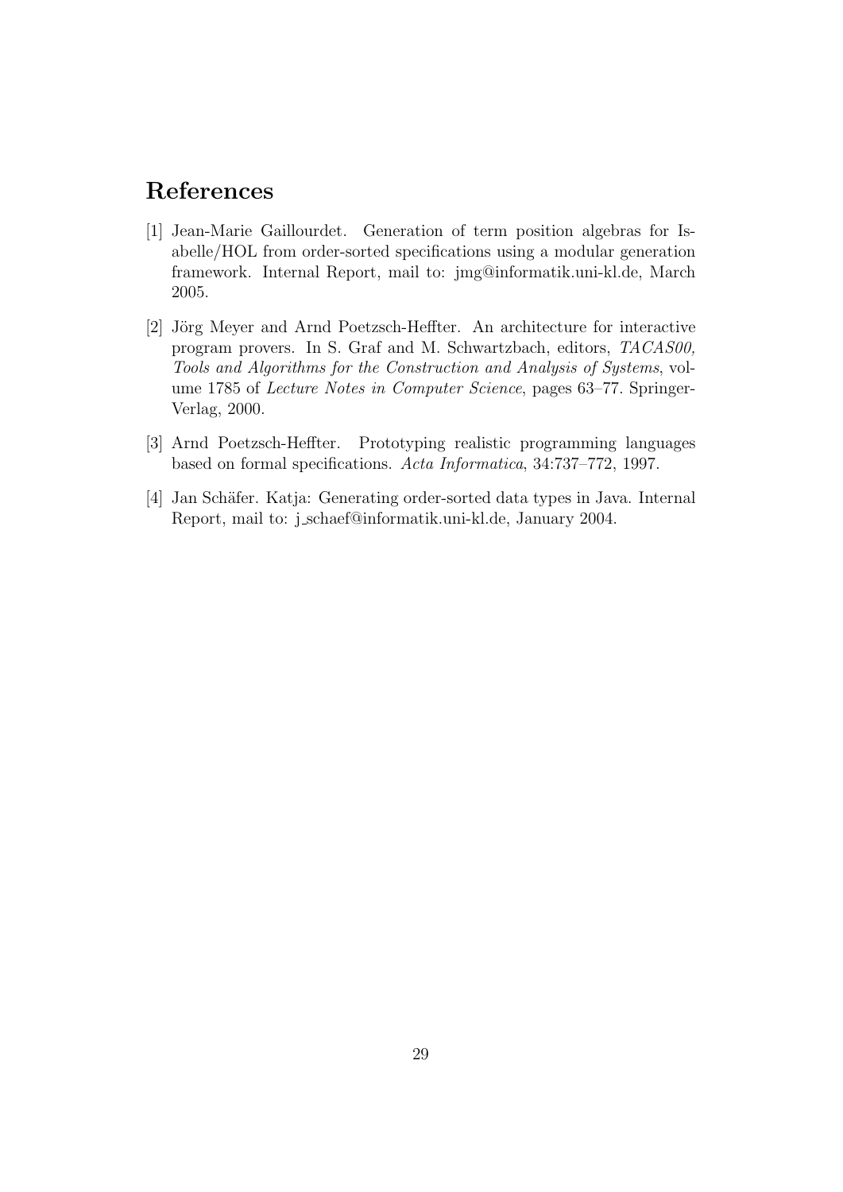## References

[1] Jean-Marie Gaillourdet. Generation of term position algebras for Isabelle/HOL from order-sorted specifications using a modular generation framework. Internal Report, mail to: jmg@informatik.uni-kl.de, March 2005.

[2] Jörg Meyer and Arnd Poetzsch-Heffter. An architecture for interactive program provers. In S. Graf and M. Schwartzbach, editors, *TACAS00, Tools and Algorithms for the Construction and Analysis of Systems*, volume 1785 of *Lecture Notes in Computer Science*, pages 63–77. Springer-Verlag, 2000.

[3] Arnd Poetzsch-Heffter. Prototyping realistic programming languages based on formal specifications. *Acta Informatica*, 34:737–772, 1997.

[4] Jan Schäfer. Katja: Generating order-sorted data types in Java. Internal Report, mail to: j_schaef@informatik.uni-kl.de, January 2004.